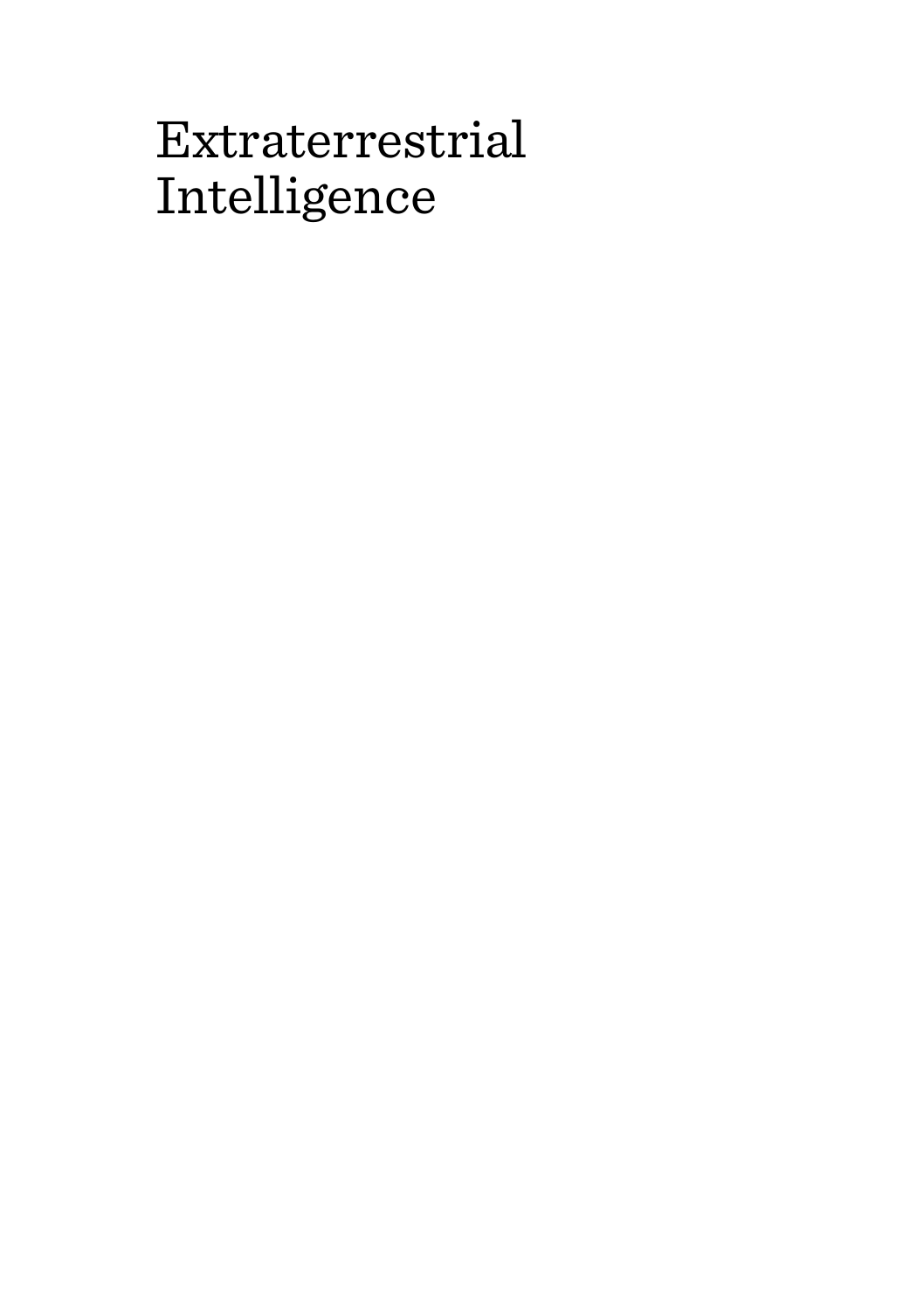# Extraterrestrial Intelligence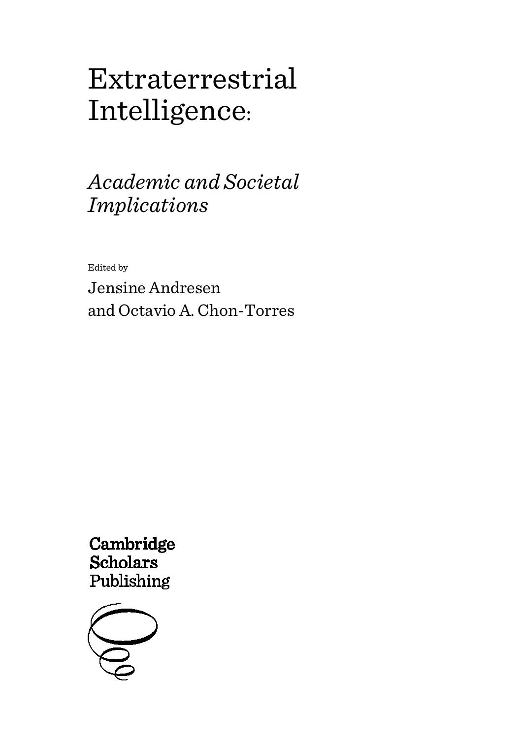# Extraterrestrial Intelligence:

## *Academic and Societal Implications*

Edited by

Jensine Andresen
and Octavio A. Chon-Torres

**Cambridge Scholars**
Publishing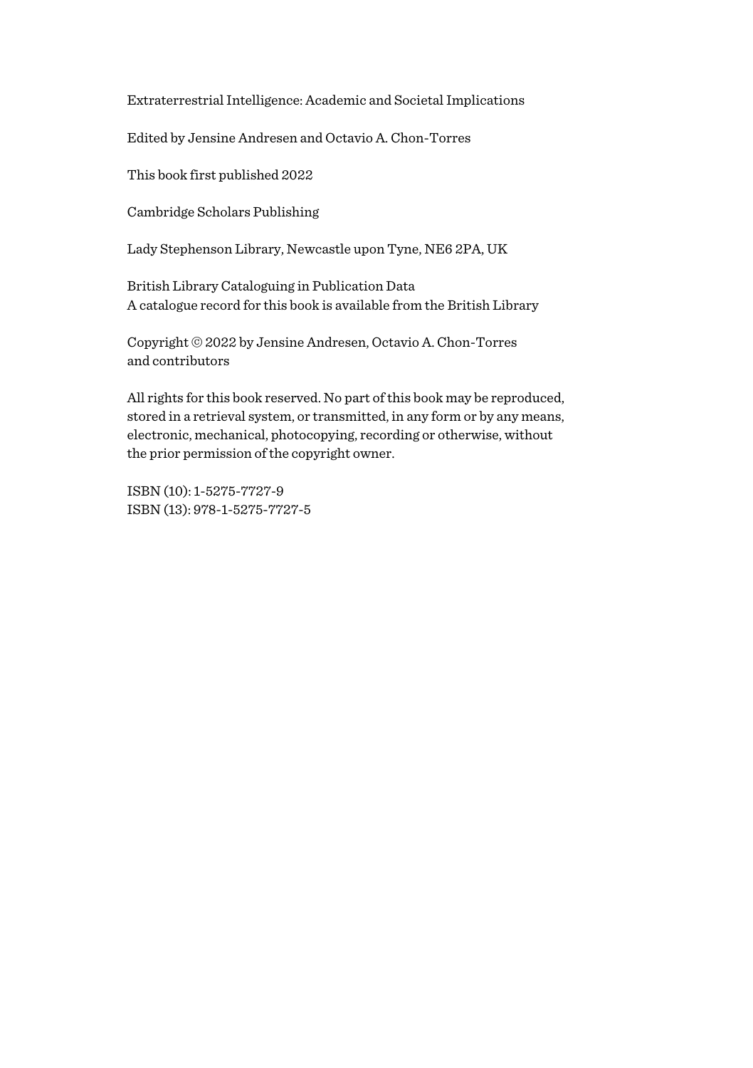Extraterrestrial Intelligence: Academic and Societal Implications

Edited by Jensine Andresen and Octavio A. Chon-Torres

This book first published 2022

Cambridge Scholars Publishing

Lady Stephenson Library, Newcastle upon Tyne, NE6 2PA, UK

British Library Cataloguing in Publication Data
A catalogue record for this book is available from the British Library

Copyright © 2022 by Jensine Andresen, Octavio A. Chon-Torres
and contributors

All rights for this book reserved. No part of this book may be reproduced, stored in a retrieval system, or transmitted, in any form or by any means, electronic, mechanical, photocopying, recording or otherwise, without the prior permission of the copyright owner.

ISBN (10): 1-5275-7727-9
ISBN (13): 978-1-5275-7727-5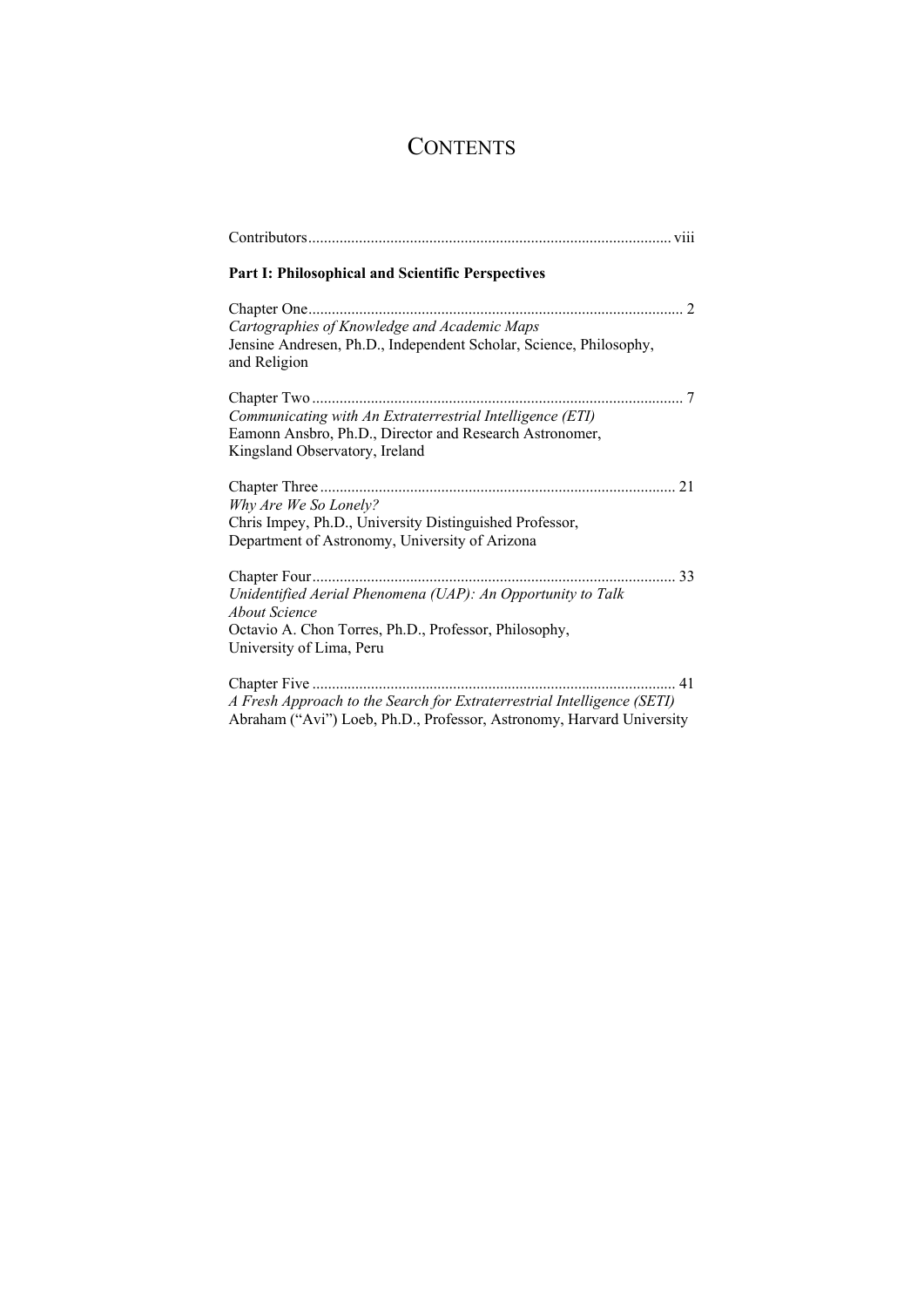# CONTENTS

Contributors ........................................................................................ viii

**Part I: Philosophical and Scientific Perspectives**

Chapter One ........................................................................................ 2
*Cartographies of Knowledge and Academic Maps*
Jensine Andresen, Ph.D., Independent Scholar, Science, Philosophy, and Religion

Chapter Two ........................................................................................ 7
*Communicating with An Extraterrestrial Intelligence (ETI)*
Eamonn Ansbro, Ph.D., Director and Research Astronomer, Kingsland Observatory, Ireland

Chapter Three ........................................................................................ 21
*Why Are We So Lonely?*
Chris Impey, Ph.D., University Distinguished Professor, Department of Astronomy, University of Arizona

Chapter Four ........................................................................................ 33
*Unidentified Aerial Phenomena (UAP): An Opportunity to Talk About Science*
Octavio A. Chon Torres, Ph.D., Professor, Philosophy, University of Lima, Peru

Chapter Five ........................................................................................ 41
*A Fresh Approach to the Search for Extraterrestrial Intelligence (SETI)*
Abraham ("Avi") Loeb, Ph.D., Professor, Astronomy, Harvard University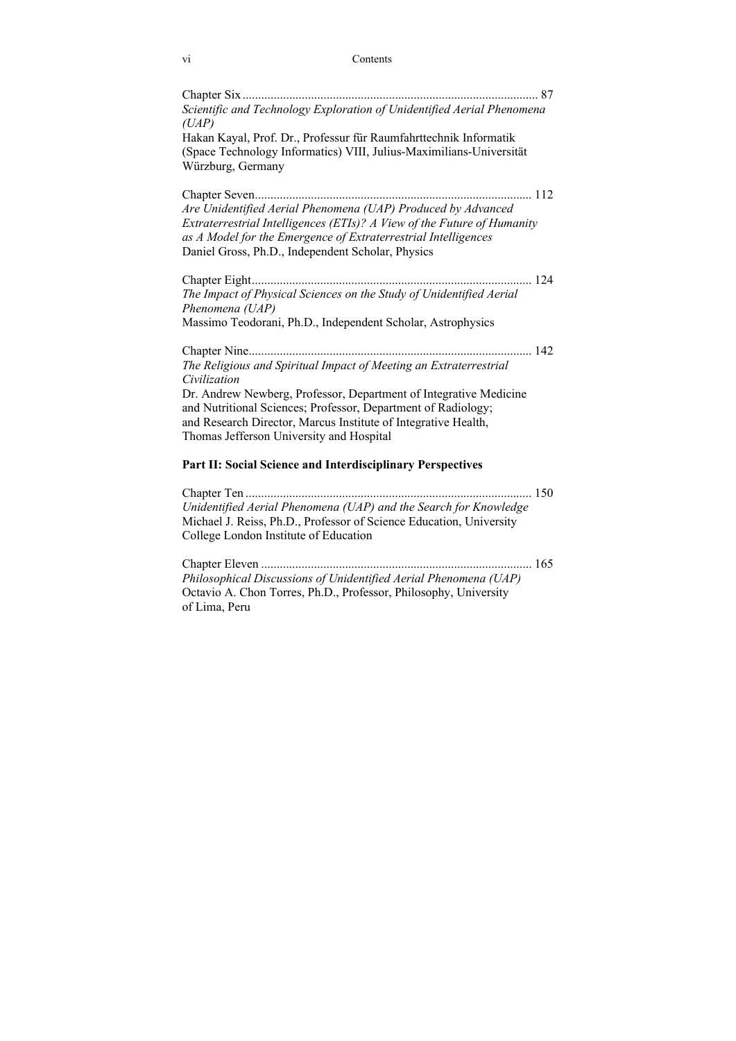Chapter Six .............................................................................................. 87
*Scientific and Technology Exploration of Unidentified Aerial Phenomena (UAP)*
Hakan Kayal, Prof. Dr., Professur für Raumfahrttechnik Informatik (Space Technology Informatics) VIII, Julius-Maximilians-Universität Würzburg, Germany

Chapter Seven........................................................................................ 112
*Are Unidentified Aerial Phenomena (UAP) Produced by Advanced Extraterrestrial Intelligences (ETIs)? A View of the Future of Humanity as A Model for the Emergence of Extraterrestrial Intelligences*
Daniel Gross, Ph.D., Independent Scholar, Physics

Chapter Eight......................................................................................... 124
*The Impact of Physical Sciences on the Study of Unidentified Aerial Phenomena (UAP)*
Massimo Teodorani, Ph.D., Independent Scholar, Astrophysics

Chapter Nine.......................................................................................... 142
*The Religious and Spiritual Impact of Meeting an Extraterrestrial Civilization*
Dr. Andrew Newberg, Professor, Department of Integrative Medicine and Nutritional Sciences; Professor, Department of Radiology; and Research Director, Marcus Institute of Integrative Health, Thomas Jefferson University and Hospital

**Part II: Social Science and Interdisciplinary Perspectives**

Chapter Ten ........................................................................................... 150
*Unidentified Aerial Phenomena (UAP) and the Search for Knowledge*
Michael J. Reiss, Ph.D., Professor of Science Education, University College London Institute of Education

Chapter Eleven ...................................................................................... 165
*Philosophical Discussions of Unidentified Aerial Phenomena (UAP)*
Octavio A. Chon Torres, Ph.D., Professor, Philosophy, University of Lima, Peru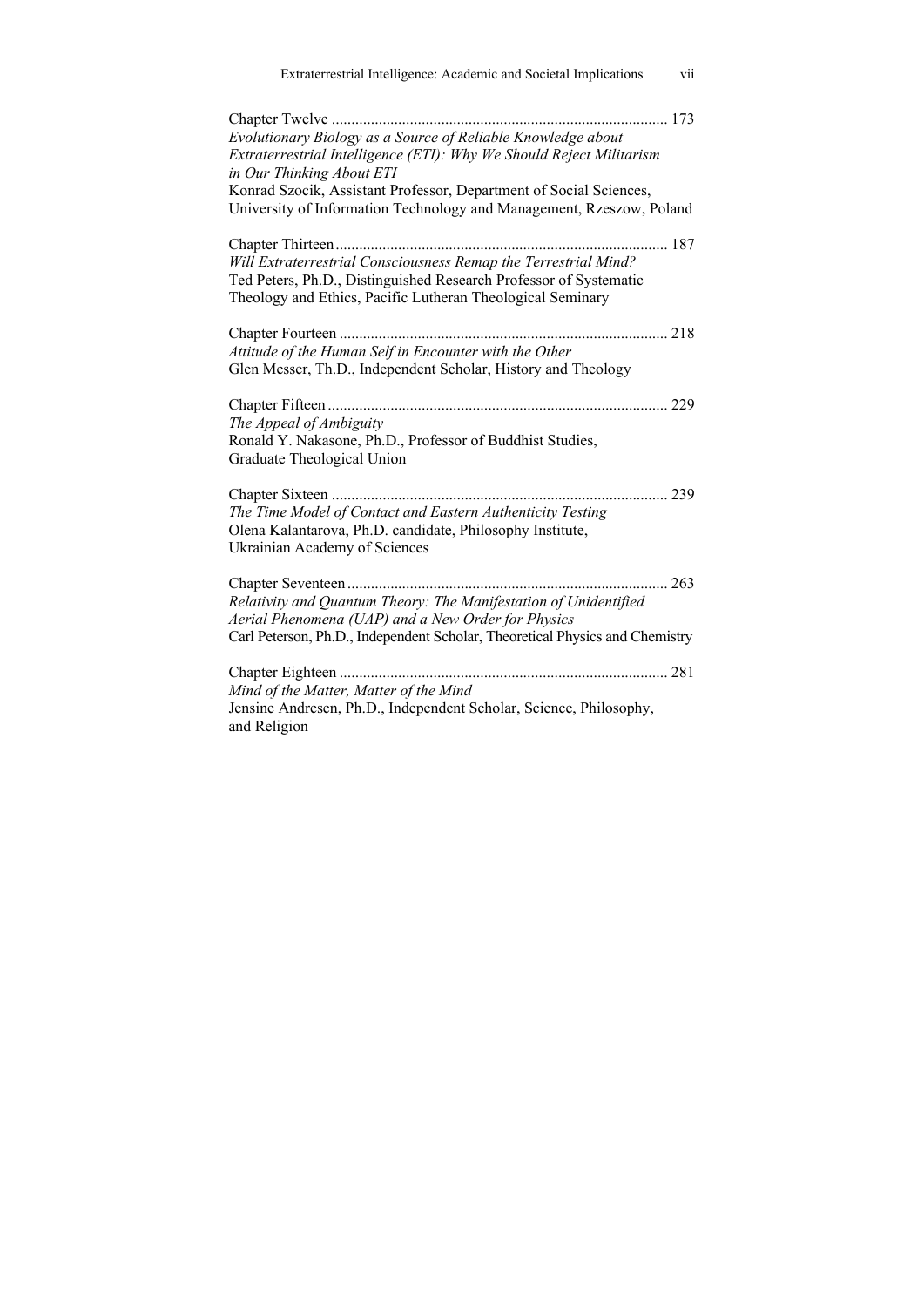Chapter Twelve ..................................................................................... 173
*Evolutionary Biology as a Source of Reliable Knowledge about Extraterrestrial Intelligence (ETI): Why We Should Reject Militarism in Our Thinking About ETI*
Konrad Szocik, Assistant Professor, Department of Social Sciences, University of Information Technology and Management, Rzeszow, Poland

Chapter Thirteen.................................................................................... 187
*Will Extraterrestrial Consciousness Remap the Terrestrial Mind?*
Ted Peters, Ph.D., Distinguished Research Professor of Systematic Theology and Ethics, Pacific Lutheran Theological Seminary

Chapter Fourteen ................................................................................... 218
*Attitude of the Human Self in Encounter with the Other*
Glen Messer, Th.D., Independent Scholar, History and Theology

Chapter Fifteen...................................................................................... 229
*The Appeal of Ambiguity*
Ronald Y. Nakasone, Ph.D., Professor of Buddhist Studies, Graduate Theological Union

Chapter Sixteen ..................................................................................... 239
*The Time Model of Contact and Eastern Authenticity Testing*
Olena Kalantarova, Ph.D. candidate, Philosophy Institute, Ukrainian Academy of Sciences

Chapter Seventeen................................................................................. 263
*Relativity and Quantum Theory: The Manifestation of Unidentified Aerial Phenomena (UAP) and a New Order for Physics*
Carl Peterson, Ph.D., Independent Scholar, Theoretical Physics and Chemistry

Chapter Eighteen ................................................................................... 281
*Mind of the Matter, Matter of the Mind*
Jensine Andresen, Ph.D., Independent Scholar, Science, Philosophy, and Religion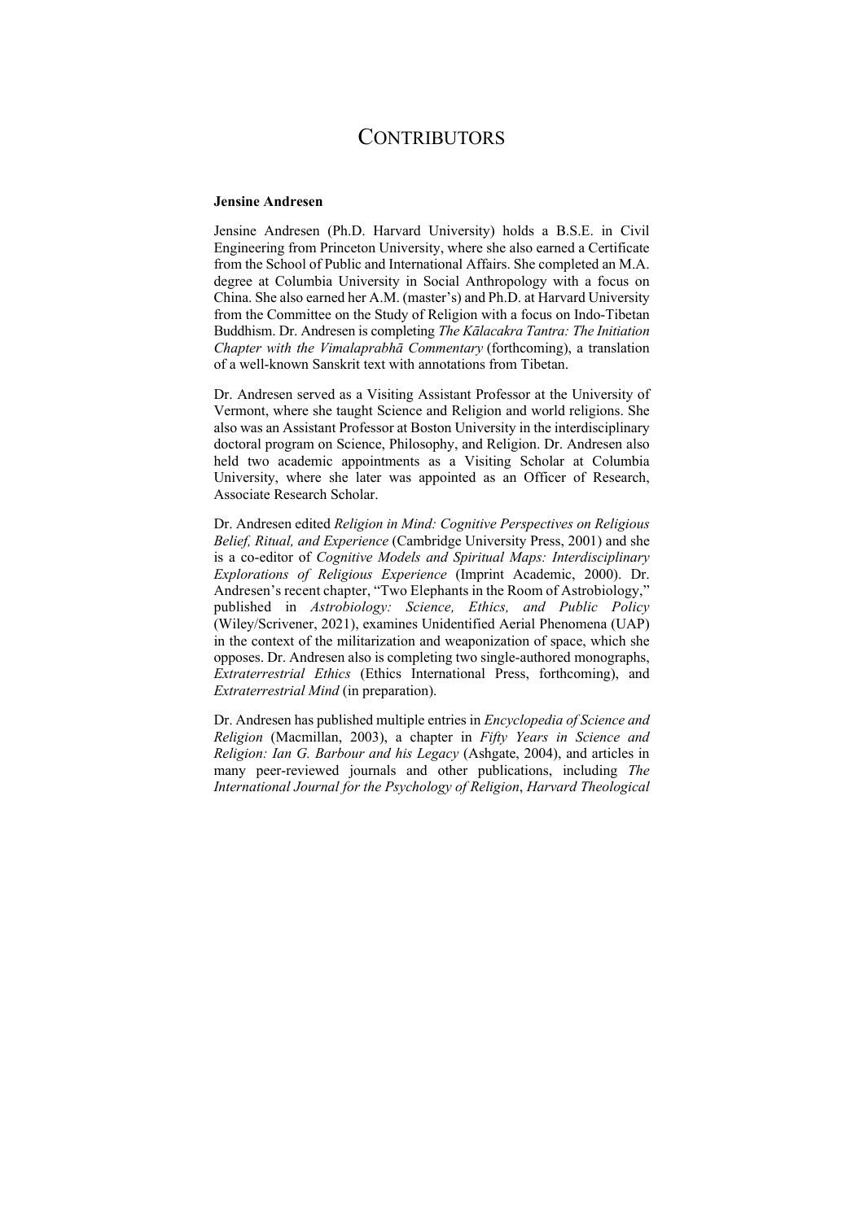# CONTRIBUTORS

**Jensine Andresen**

Jensine Andresen (Ph.D. Harvard University) holds a B.S.E. in Civil Engineering from Princeton University, where she also earned a Certificate from the School of Public and International Affairs. She completed an M.A. degree at Columbia University in Social Anthropology with a focus on China. She also earned her A.M. (master's) and Ph.D. at Harvard University from the Committee on the Study of Religion with a focus on Indo-Tibetan Buddhism. Dr. Andresen is completing *The Kālacakra Tantra: The Initiation Chapter with the Vimalaprabhā Commentary* (forthcoming), a translation of a well-known Sanskrit text with annotations from Tibetan.

Dr. Andresen served as a Visiting Assistant Professor at the University of Vermont, where she taught Science and Religion and world religions. She also was an Assistant Professor at Boston University in the interdisciplinary doctoral program on Science, Philosophy, and Religion. Dr. Andresen also held two academic appointments as a Visiting Scholar at Columbia University, where she later was appointed as an Officer of Research, Associate Research Scholar.

Dr. Andresen edited *Religion in Mind: Cognitive Perspectives on Religious Belief, Ritual, and Experience* (Cambridge University Press, 2001) and she is a co-editor of *Cognitive Models and Spiritual Maps: Interdisciplinary Explorations of Religious Experience* (Imprint Academic, 2000). Dr. Andresen's recent chapter, "Two Elephants in the Room of Astrobiology," published in *Astrobiology: Science, Ethics, and Public Policy* (Wiley/Scrivener, 2021), examines Unidentified Aerial Phenomena (UAP) in the context of the militarization and weaponization of space, which she opposes. Dr. Andresen also is completing two single-authored monographs, *Extraterrestrial Ethics* (Ethics International Press, forthcoming), and *Extraterrestrial Mind* (in preparation).

Dr. Andresen has published multiple entries in *Encyclopedia of Science and Religion* (Macmillan, 2003), a chapter in *Fifty Years in Science and Religion: Ian G. Barbour and his Legacy* (Ashgate, 2004), and articles in many peer-reviewed journals and other publications, including *The International Journal for the Psychology of Religion*, *Harvard Theological*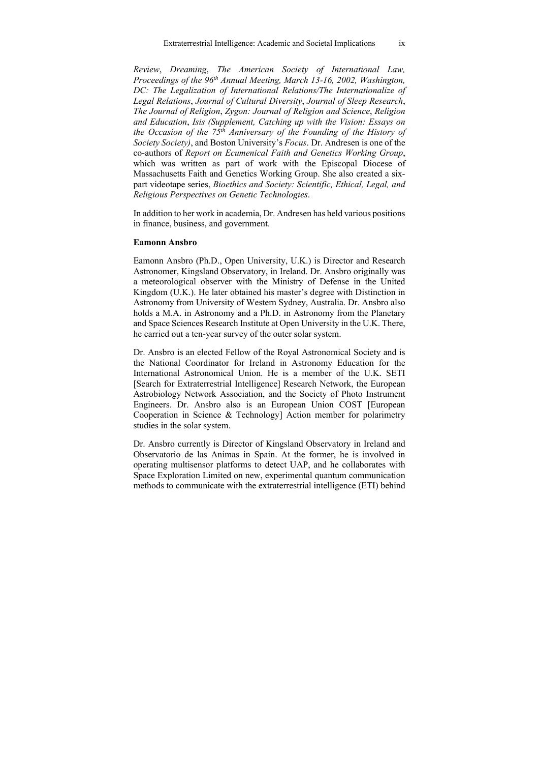*Review*, *Dreaming*, *The American Society of International Law, Proceedings of the 96th Annual Meeting, March 13-16, 2002, Washington, DC: The Legalization of International Relations/The Internationalize of Legal Relations*, *Journal of Cultural Diversity*, *Journal of Sleep Research*, *The Journal of Religion*, *Zygon: Journal of Religion and Science*, *Religion and Education*, *Isis (Supplement, Catching up with the Vision: Essays on the Occasion of the 75th Anniversary of the Founding of the History of Society Society)*, and Boston University's *Focus*. Dr. Andresen is one of the co-authors of *Report on Ecumenical Faith and Genetics Working Group*, which was written as part of work with the Episcopal Diocese of Massachusetts Faith and Genetics Working Group. She also created a six-part videotape series, *Bioethics and Society: Scientific, Ethical, Legal, and Religious Perspectives on Genetic Technologies*.

In addition to her work in academia, Dr. Andresen has held various positions in finance, business, and government.

**Eamonn Ansbro**

Eamonn Ansbro (Ph.D., Open University, U.K.) is Director and Research Astronomer, Kingsland Observatory, in Ireland. Dr. Ansbro originally was a meteorological observer with the Ministry of Defense in the United Kingdom (U.K.). He later obtained his master's degree with Distinction in Astronomy from University of Western Sydney, Australia. Dr. Ansbro also holds a M.A. in Astronomy and a Ph.D. in Astronomy from the Planetary and Space Sciences Research Institute at Open University in the U.K. There, he carried out a ten-year survey of the outer solar system.

Dr. Ansbro is an elected Fellow of the Royal Astronomical Society and is the National Coordinator for Ireland in Astronomy Education for the International Astronomical Union. He is a member of the U.K. SETI [Search for Extraterrestrial Intelligence] Research Network, the European Astrobiology Network Association, and the Society of Photo Instrument Engineers. Dr. Ansbro also is an European Union COST [European Cooperation in Science & Technology] Action member for polarimetry studies in the solar system.

Dr. Ansbro currently is Director of Kingsland Observatory in Ireland and Observatorio de las Animas in Spain. At the former, he is involved in operating multisensor platforms to detect UAP, and he collaborates with Space Exploration Limited on new, experimental quantum communication methods to communicate with the extraterrestrial intelligence (ETI) behind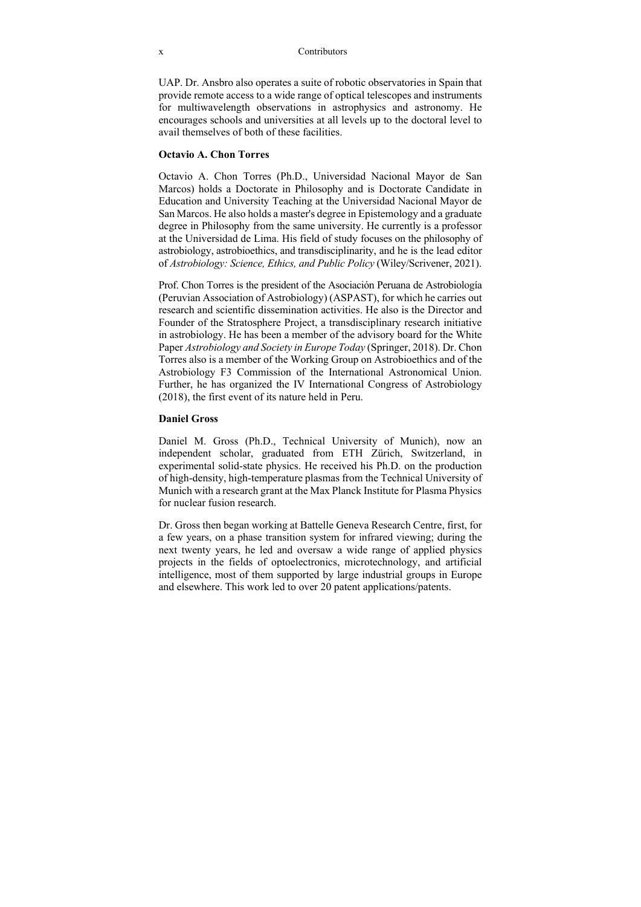UAP. Dr. Ansbro also operates a suite of robotic observatories in Spain that provide remote access to a wide range of optical telescopes and instruments for multiwavelength observations in astrophysics and astronomy. He encourages schools and universities at all levels up to the doctoral level to avail themselves of both of these facilities.

**Octavio A. Chon Torres**

Octavio A. Chon Torres (Ph.D., Universidad Nacional Mayor de San Marcos) holds a Doctorate in Philosophy and is Doctorate Candidate in Education and University Teaching at the Universidad Nacional Mayor de San Marcos. He also holds a master's degree in Epistemology and a graduate degree in Philosophy from the same university. He currently is a professor at the Universidad de Lima. His field of study focuses on the philosophy of astrobiology, astrobioethics, and transdisciplinarity, and he is the lead editor of *Astrobiology: Science, Ethics, and Public Policy* (Wiley/Scrivener, 2021).

Prof. Chon Torres is the president of the Asociación Peruana de Astrobiología (Peruvian Association of Astrobiology) (ASPAST), for which he carries out research and scientific dissemination activities. He also is the Director and Founder of the Stratosphere Project, a transdisciplinary research initiative in astrobiology. He has been a member of the advisory board for the White Paper *Astrobiology and Society in Europe Today* (Springer, 2018). Dr. Chon Torres also is a member of the Working Group on Astrobioethics and of the Astrobiology F3 Commission of the International Astronomical Union. Further, he has organized the IV International Congress of Astrobiology (2018), the first event of its nature held in Peru.

**Daniel Gross**

Daniel M. Gross (Ph.D., Technical University of Munich), now an independent scholar, graduated from ETH Zürich, Switzerland, in experimental solid-state physics. He received his Ph.D. on the production of high-density, high-temperature plasmas from the Technical University of Munich with a research grant at the Max Planck Institute for Plasma Physics for nuclear fusion research.

Dr. Gross then began working at Battelle Geneva Research Centre, first, for a few years, on a phase transition system for infrared viewing; during the next twenty years, he led and oversaw a wide range of applied physics projects in the fields of optoelectronics, microtechnology, and artificial intelligence, most of them supported by large industrial groups in Europe and elsewhere. This work led to over 20 patent applications/patents.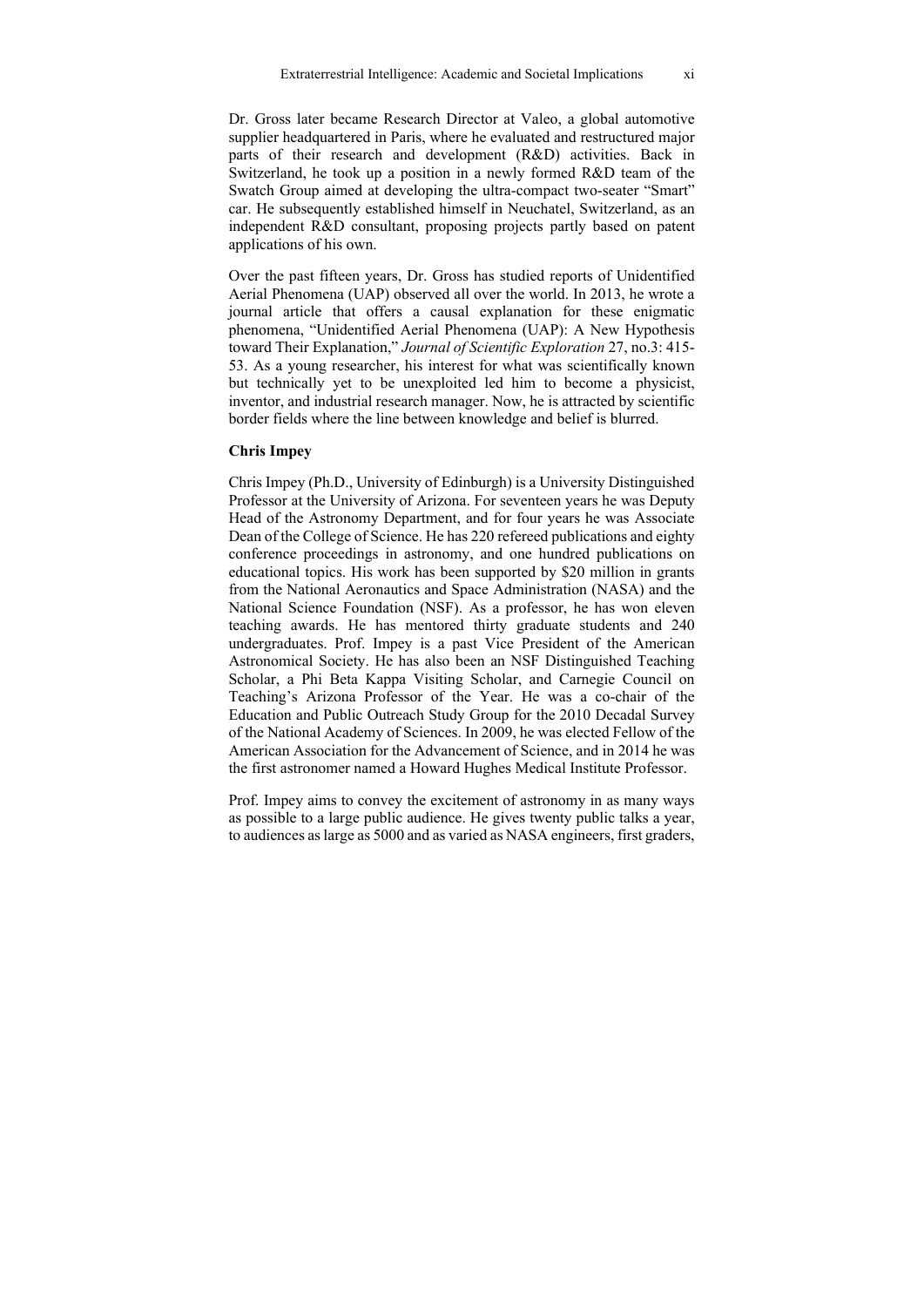Dr. Gross later became Research Director at Valeo, a global automotive supplier headquartered in Paris, where he evaluated and restructured major parts of their research and development (R&D) activities. Back in Switzerland, he took up a position in a newly formed R&D team of the Swatch Group aimed at developing the ultra-compact two-seater "Smart" car. He subsequently established himself in Neuchatel, Switzerland, as an independent R&D consultant, proposing projects partly based on patent applications of his own.

Over the past fifteen years, Dr. Gross has studied reports of Unidentified Aerial Phenomena (UAP) observed all over the world. In 2013, he wrote a journal article that offers a causal explanation for these enigmatic phenomena, "Unidentified Aerial Phenomena (UAP): A New Hypothesis toward Their Explanation," *Journal of Scientific Exploration* 27, no.3: 415-53. As a young researcher, his interest for what was scientifically known but technically yet to be unexploited led him to become a physicist, inventor, and industrial research manager. Now, he is attracted by scientific border fields where the line between knowledge and belief is blurred.

**Chris Impey**

Chris Impey (Ph.D., University of Edinburgh) is a University Distinguished Professor at the University of Arizona. For seventeen years he was Deputy Head of the Astronomy Department, and for four years he was Associate Dean of the College of Science. He has 220 refereed publications and eighty conference proceedings in astronomy, and one hundred publications on educational topics. His work has been supported by $20 million in grants from the National Aeronautics and Space Administration (NASA) and the National Science Foundation (NSF). As a professor, he has won eleven teaching awards. He has mentored thirty graduate students and 240 undergraduates. Prof. Impey is a past Vice President of the American Astronomical Society. He has also been an NSF Distinguished Teaching Scholar, a Phi Beta Kappa Visiting Scholar, and Carnegie Council on Teaching's Arizona Professor of the Year. He was a co-chair of the Education and Public Outreach Study Group for the 2010 Decadal Survey of the National Academy of Sciences. In 2009, he was elected Fellow of the American Association for the Advancement of Science, and in 2014 he was the first astronomer named a Howard Hughes Medical Institute Professor.

Prof. Impey aims to convey the excitement of astronomy in as many ways as possible to a large public audience. He gives twenty public talks a year, to audiences as large as 5000 and as varied as NASA engineers, first graders,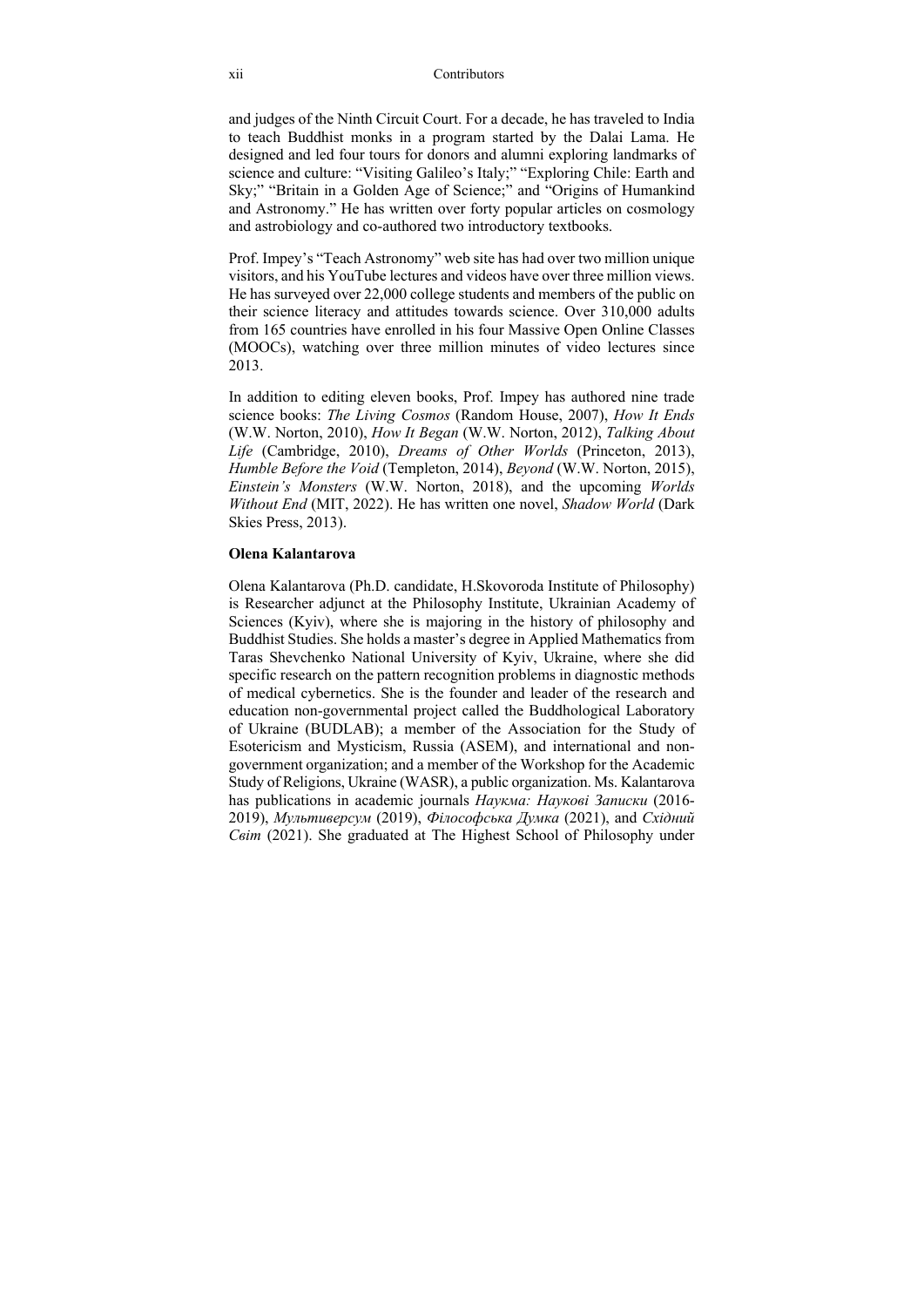and judges of the Ninth Circuit Court. For a decade, he has traveled to India to teach Buddhist monks in a program started by the Dalai Lama. He designed and led four tours for donors and alumni exploring landmarks of science and culture: "Visiting Galileo's Italy;" "Exploring Chile: Earth and Sky;" "Britain in a Golden Age of Science;" and "Origins of Humankind and Astronomy." He has written over forty popular articles on cosmology and astrobiology and co-authored two introductory textbooks.

Prof. Impey's "Teach Astronomy" web site has had over two million unique visitors, and his YouTube lectures and videos have over three million views. He has surveyed over 22,000 college students and members of the public on their science literacy and attitudes towards science. Over 310,000 adults from 165 countries have enrolled in his four Massive Open Online Classes (MOOCs), watching over three million minutes of video lectures since 2013.

In addition to editing eleven books, Prof. Impey has authored nine trade science books: *The Living Cosmos* (Random House, 2007), *How It Ends* (W.W. Norton, 2010), *How It Began* (W.W. Norton, 2012), *Talking About Life* (Cambridge, 2010), *Dreams of Other Worlds* (Princeton, 2013), *Humble Before the Void* (Templeton, 2014), *Beyond* (W.W. Norton, 2015), *Einstein's Monsters* (W.W. Norton, 2018), and the upcoming *Worlds Without End* (MIT, 2022). He has written one novel, *Shadow World* (Dark Skies Press, 2013).

**Olena Kalantarova**

Olena Kalantarova (Ph.D. candidate, H.Skovoroda Institute of Philosophy) is Researcher adjunct at the Philosophy Institute, Ukrainian Academy of Sciences (Kyiv), where she is majoring in the history of philosophy and Buddhist Studies. She holds a master's degree in Applied Mathematics from Taras Shevchenko National University of Kyiv, Ukraine, where she did specific research on the pattern recognition problems in diagnostic methods of medical cybernetics. She is the founder and leader of the research and education non-governmental project called the Buddhological Laboratory of Ukraine (BUDLAB); a member of the Association for the Study of Esotericism and Mysticism, Russia (ASEM), and international and non-government organization; and a member of the Workshop for the Academic Study of Religions, Ukraine (WASR), a public organization. Ms. Kalantarova has publications in academic journals *Наукма: Наукові Записки* (2016-2019), *Мультиверсум* (2019), *Філософська Думка* (2021), and *Східний Світ* (2021). She graduated at The Highest School of Philosophy under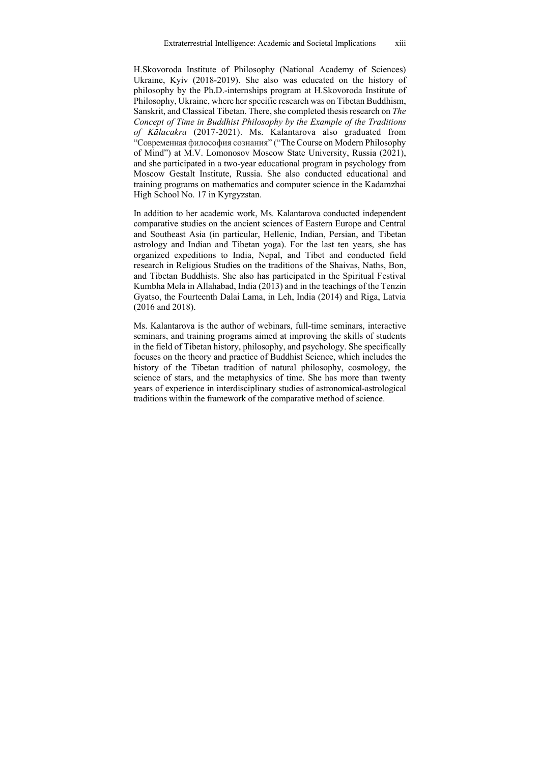H.Skovoroda Institute of Philosophy (National Academy of Sciences) Ukraine, Kyiv (2018-2019). She also was educated on the history of philosophy by the Ph.D.-internships program at H.Skovoroda Institute of Philosophy, Ukraine, where her specific research was on Tibetan Buddhism, Sanskrit, and Classical Tibetan. There, she completed thesis research on *The Concept of Time in Buddhist Philosophy by the Example of the Traditions of Kālacakra* (2017-2021). Ms. Kalantarova also graduated from "Современная философия сознания" ("The Course on Modern Philosophy of Mind") at M.V. Lomonosov Moscow State University, Russia (2021), and she participated in a two-year educational program in psychology from Moscow Gestalt Institute, Russia. She also conducted educational and training programs on mathematics and computer science in the Kadamzhai High School No. 17 in Kyrgyzstan.

In addition to her academic work, Ms. Kalantarova conducted independent comparative studies on the ancient sciences of Eastern Europe and Central and Southeast Asia (in particular, Hellenic, Indian, Persian, and Tibetan astrology and Indian and Tibetan yoga). For the last ten years, she has organized expeditions to India, Nepal, and Tibet and conducted field research in Religious Studies on the traditions of the Shaivas, Naths, Bon, and Tibetan Buddhists. She also has participated in the Spiritual Festival Kumbha Mela in Allahabad, India (2013) and in the teachings of the Tenzin Gyatso, the Fourteenth Dalai Lama, in Leh, India (2014) and Riga, Latvia (2016 and 2018).

Ms. Kalantarova is the author of webinars, full-time seminars, interactive seminars, and training programs aimed at improving the skills of students in the field of Tibetan history, philosophy, and psychology. She specifically focuses on the theory and practice of Buddhist Science, which includes the history of the Tibetan tradition of natural philosophy, cosmology, the science of stars, and the metaphysics of time. She has more than twenty years of experience in interdisciplinary studies of astronomical-astrological traditions within the framework of the comparative method of science.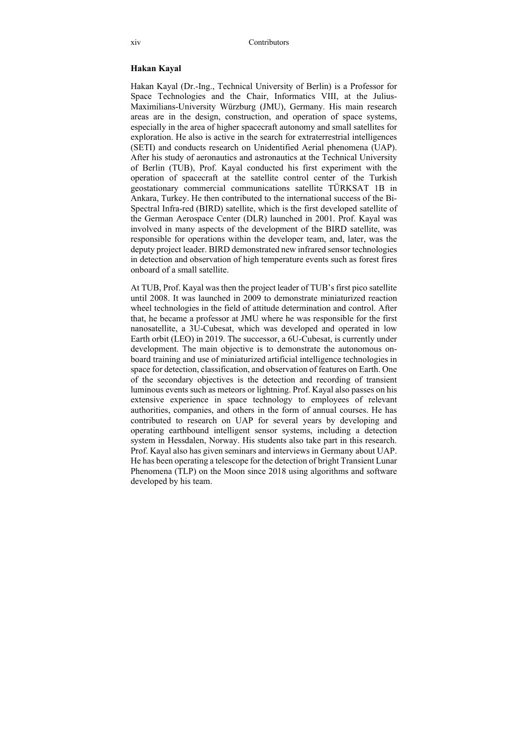### Hakan Kayal

Hakan Kayal (Dr.-Ing., Technical University of Berlin) is a Professor for Space Technologies and the Chair, Informatics VIII, at the Julius-Maximilians-University Würzburg (JMU), Germany. His main research areas are in the design, construction, and operation of space systems, especially in the area of higher spacecraft autonomy and small satellites for exploration. He also is active in the search for extraterrestrial intelligences (SETI) and conducts research on Unidentified Aerial phenomena (UAP). After his study of aeronautics and astronautics at the Technical University of Berlin (TUB), Prof. Kayal conducted his first experiment with the operation of spacecraft at the satellite control center of the Turkish geostationary commercial communications satellite TÜRKSAT 1B in Ankara, Turkey. He then contributed to the international success of the Bi-Spectral Infra-red (BIRD) satellite, which is the first developed satellite of the German Aerospace Center (DLR) launched in 2001. Prof. Kayal was involved in many aspects of the development of the BIRD satellite, was responsible for operations within the developer team, and, later, was the deputy project leader. BIRD demonstrated new infrared sensor technologies in detection and observation of high temperature events such as forest fires onboard of a small satellite.

At TUB, Prof. Kayal was then the project leader of TUB's first pico satellite until 2008. It was launched in 2009 to demonstrate miniaturized reaction wheel technologies in the field of attitude determination and control. After that, he became a professor at JMU where he was responsible for the first nanosatellite, a 3U-Cubesat, which was developed and operated in low Earth orbit (LEO) in 2019. The successor, a 6U-Cubesat, is currently under development. The main objective is to demonstrate the autonomous on-board training and use of miniaturized artificial intelligence technologies in space for detection, classification, and observation of features on Earth. One of the secondary objectives is the detection and recording of transient luminous events such as meteors or lightning. Prof. Kayal also passes on his extensive experience in space technology to employees of relevant authorities, companies, and others in the form of annual courses. He has contributed to research on UAP for several years by developing and operating earthbound intelligent sensor systems, including a detection system in Hessdalen, Norway. His students also take part in this research. Prof. Kayal also has given seminars and interviews in Germany about UAP. He has been operating a telescope for the detection of bright Transient Lunar Phenomena (TLP) on the Moon since 2018 using algorithms and software developed by his team.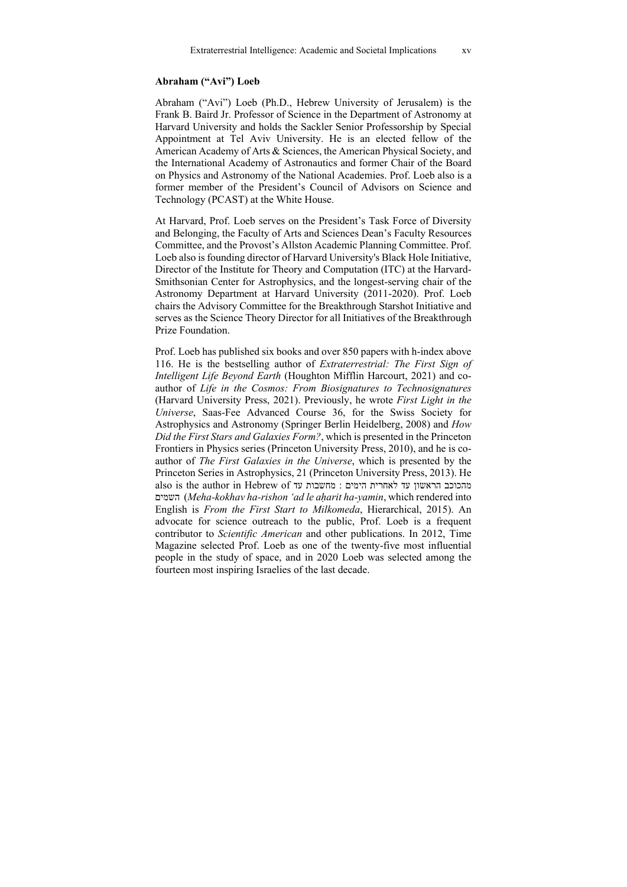**Abraham ("Avi") Loeb**

Abraham ("Avi") Loeb (Ph.D., Hebrew University of Jerusalem) is the Frank B. Baird Jr. Professor of Science in the Department of Astronomy at Harvard University and holds the Sackler Senior Professorship by Special Appointment at Tel Aviv University. He is an elected fellow of the American Academy of Arts & Sciences, the American Physical Society, and the International Academy of Astronautics and former Chair of the Board on Physics and Astronomy of the National Academies. Prof. Loeb also is a former member of the President's Council of Advisors on Science and Technology (PCAST) at the White House.

At Harvard, Prof. Loeb serves on the President's Task Force of Diversity and Belonging, the Faculty of Arts and Sciences Dean's Faculty Resources Committee, and the Provost's Allston Academic Planning Committee. Prof. Loeb also is founding director of Harvard University's Black Hole Initiative, Director of the Institute for Theory and Computation (ITC) at the Harvard-Smithsonian Center for Astrophysics, and the longest-serving chair of the Astronomy Department at Harvard University (2011-2020). Prof. Loeb chairs the Advisory Committee for the Breakthrough Starshot Initiative and serves as the Science Theory Director for all Initiatives of the Breakthrough Prize Foundation.

Prof. Loeb has published six books and over 850 papers with h-index above 116. He is the bestselling author of *Extraterrestrial: The First Sign of Intelligent Life Beyond Earth* (Houghton Mifflin Harcourt, 2021) and co-author of *Life in the Cosmos: From Biosignatures to Technosignatures* (Harvard University Press, 2021). Previously, he wrote *First Light in the Universe*, Saas-Fee Advanced Course 36, for the Swiss Society for Astrophysics and Astronomy (Springer Berlin Heidelberg, 2008) and *How Did the First Stars and Galaxies Form?*, which is presented in the Princeton Frontiers in Physics series (Princeton University Press, 2010), and he is co-author of *The First Galaxies in the Universe*, which is presented by the Princeton Series in Astrophysics, 21 (Princeton University Press, 2013). He also is the author in Hebrew of מהכוכב הראשון עד לאחרית הימים : מחשבות עד השמים (*Meha-kokhav ha-rishon ʻad le aḥarit ha-yamin*, which rendered into English is *From the First Start to Milkomeda*, Hierarchical, 2015). An advocate for science outreach to the public, Prof. Loeb is a frequent contributor to *Scientific American* and other publications. In 2012, Time Magazine selected Prof. Loeb as one of the twenty-five most influential people in the study of space, and in 2020 Loeb was selected among the fourteen most inspiring Israelies of the last decade.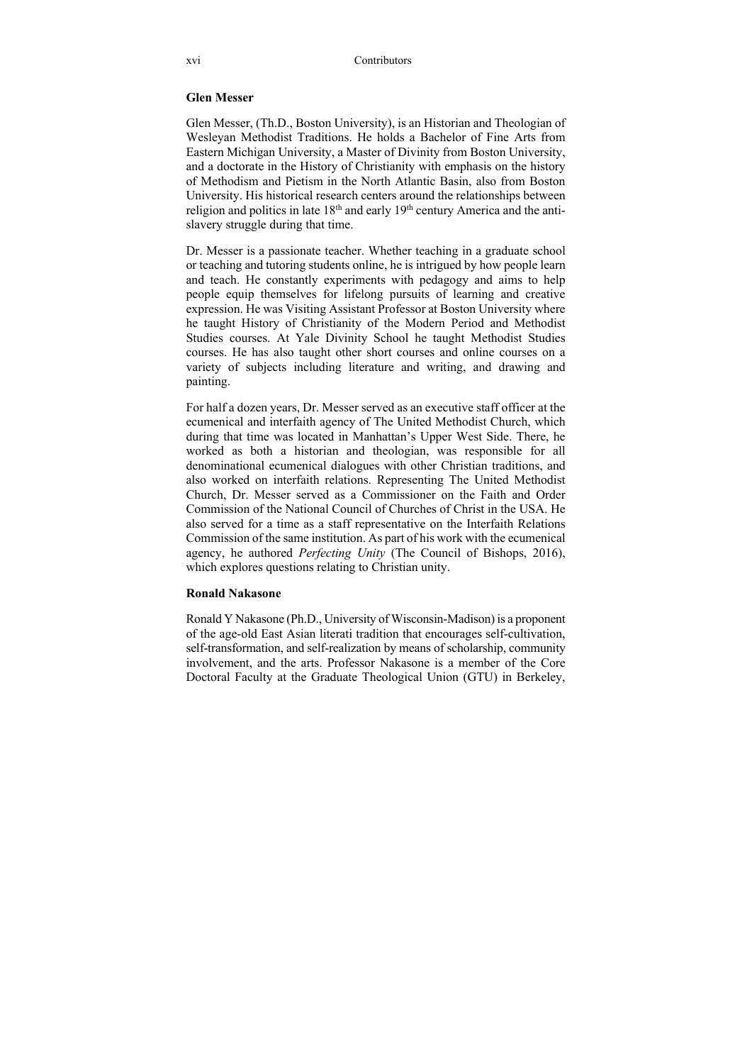### Glen Messer

Glen Messer, (Th.D., Boston University), is an Historian and Theologian of Wesleyan Methodist Traditions. He holds a Bachelor of Fine Arts from Eastern Michigan University, a Master of Divinity from Boston University, and a doctorate in the History of Christianity with emphasis on the history of Methodism and Pietism in the North Atlantic Basin, also from Boston University. His historical research centers around the relationships between religion and politics in late 18th and early 19th century America and the anti-slavery struggle during that time.

Dr. Messer is a passionate teacher. Whether teaching in a graduate school or teaching and tutoring students online, he is intrigued by how people learn and teach. He constantly experiments with pedagogy and aims to help people equip themselves for lifelong pursuits of learning and creative expression. He was Visiting Assistant Professor at Boston University where he taught History of Christianity of the Modern Period and Methodist Studies courses. At Yale Divinity School he taught Methodist Studies courses. He has also taught other short courses and online courses on a variety of subjects including literature and writing, and drawing and painting.

For half a dozen years, Dr. Messer served as an executive staff officer at the ecumenical and interfaith agency of The United Methodist Church, which during that time was located in Manhattan's Upper West Side. There, he worked as both a historian and theologian, was responsible for all denominational ecumenical dialogues with other Christian traditions, and also worked on interfaith relations. Representing The United Methodist Church, Dr. Messer served as a Commissioner on the Faith and Order Commission of the National Council of Churches of Christ in the USA. He also served for a time as a staff representative on the Interfaith Relations Commission of the same institution. As part of his work with the ecumenical agency, he authored *Perfecting Unity* (The Council of Bishops, 2016), which explores questions relating to Christian unity.

### Ronald Nakasone

Ronald Y Nakasone (Ph.D., University of Wisconsin-Madison) is a proponent of the age-old East Asian literati tradition that encourages self-cultivation, self-transformation, and self-realization by means of scholarship, community involvement, and the arts. Professor Nakasone is a member of the Core Doctoral Faculty at the Graduate Theological Union (GTU) in Berkeley,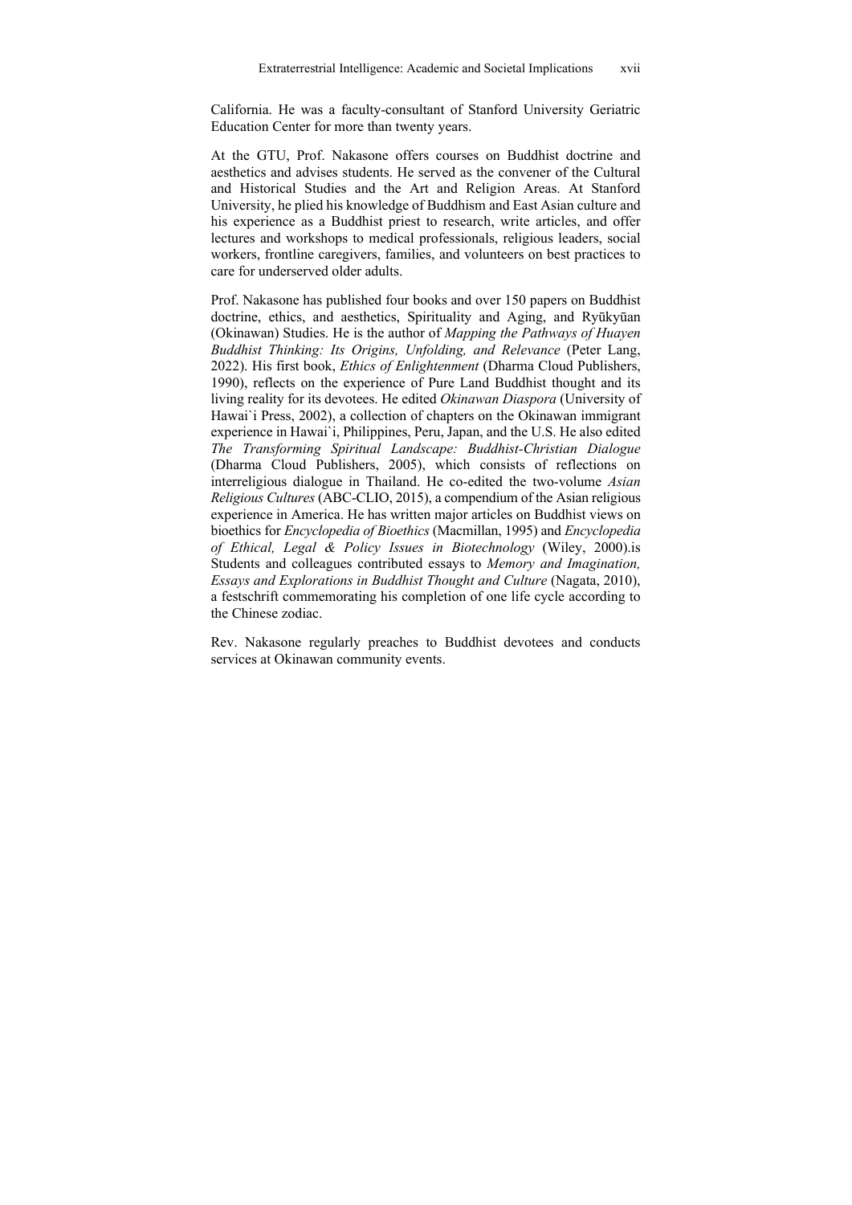California. He was a faculty-consultant of Stanford University Geriatric Education Center for more than twenty years.

At the GTU, Prof. Nakasone offers courses on Buddhist doctrine and aesthetics and advises students. He served as the convener of the Cultural and Historical Studies and the Art and Religion Areas. At Stanford University, he plied his knowledge of Buddhism and East Asian culture and his experience as a Buddhist priest to research, write articles, and offer lectures and workshops to medical professionals, religious leaders, social workers, frontline caregivers, families, and volunteers on best practices to care for underserved older adults.

Prof. Nakasone has published four books and over 150 papers on Buddhist doctrine, ethics, and aesthetics, Spirituality and Aging, and Ryūkyūan (Okinawan) Studies. He is the author of *Mapping the Pathways of Huayen Buddhist Thinking: Its Origins, Unfolding, and Relevance* (Peter Lang, 2022). His first book, *Ethics of Enlightenment* (Dharma Cloud Publishers, 1990), reflects on the experience of Pure Land Buddhist thought and its living reality for its devotees. He edited *Okinawan Diaspora* (University of Hawai`i Press, 2002), a collection of chapters on the Okinawan immigrant experience in Hawai`i, Philippines, Peru, Japan, and the U.S. He also edited *The Transforming Spiritual Landscape: Buddhist-Christian Dialogue* (Dharma Cloud Publishers, 2005), which consists of reflections on interreligious dialogue in Thailand. He co-edited the two-volume *Asian Religious Cultures* (ABC-CLIO, 2015), a compendium of the Asian religious experience in America. He has written major articles on Buddhist views on bioethics for *Encyclopedia of Bioethics* (Macmillan, 1995) and *Encyclopedia of Ethical, Legal & Policy Issues in Biotechnology* (Wiley, 2000).is Students and colleagues contributed essays to *Memory and Imagination, Essays and Explorations in Buddhist Thought and Culture* (Nagata, 2010), a festschrift commemorating his completion of one life cycle according to the Chinese zodiac.

Rev. Nakasone regularly preaches to Buddhist devotees and conducts services at Okinawan community events.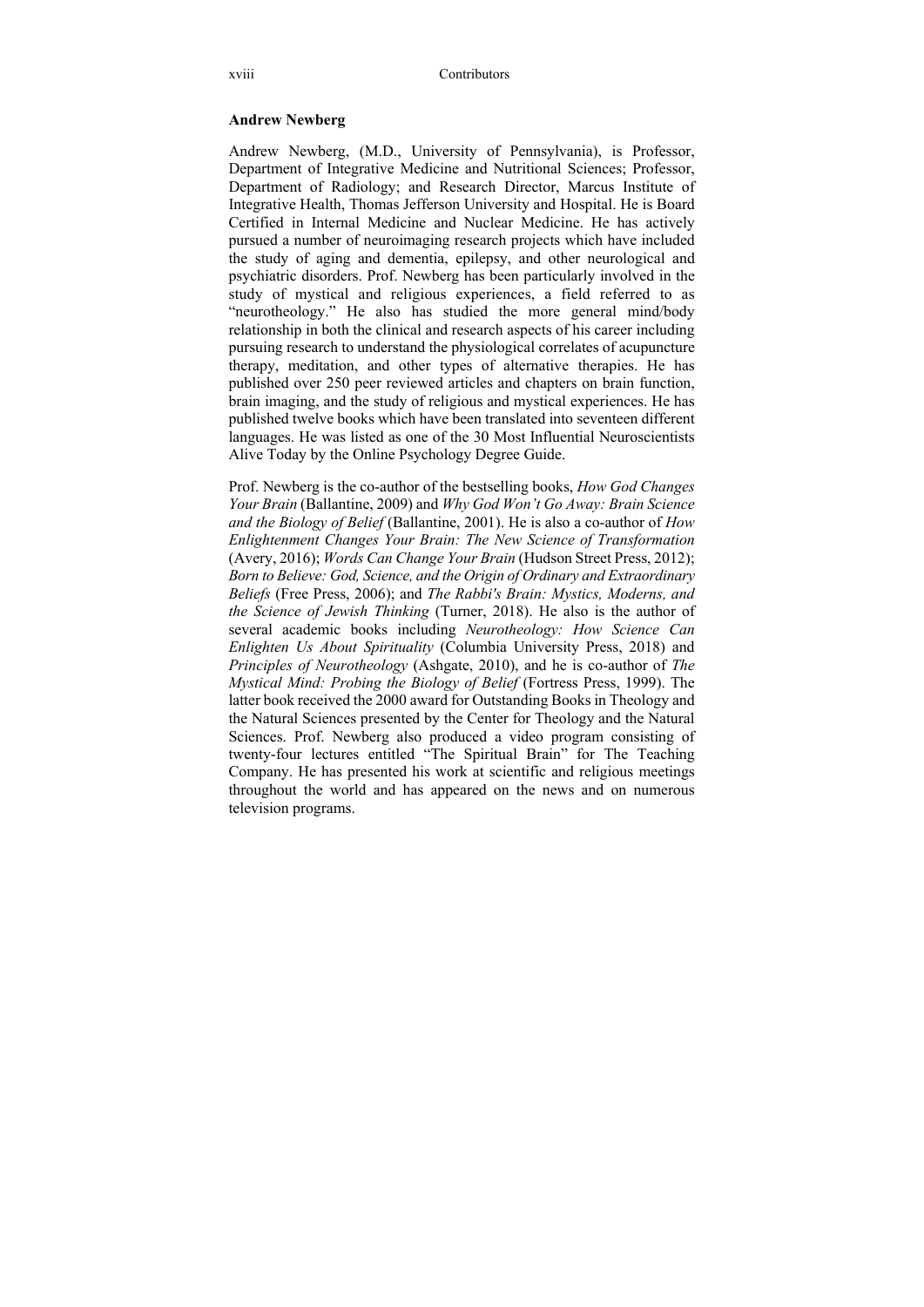**Andrew Newberg**

Andrew Newberg, (M.D., University of Pennsylvania), is Professor, Department of Integrative Medicine and Nutritional Sciences; Professor, Department of Radiology; and Research Director, Marcus Institute of Integrative Health, Thomas Jefferson University and Hospital. He is Board Certified in Internal Medicine and Nuclear Medicine. He has actively pursued a number of neuroimaging research projects which have included the study of aging and dementia, epilepsy, and other neurological and psychiatric disorders. Prof. Newberg has been particularly involved in the study of mystical and religious experiences, a field referred to as "neurotheology." He also has studied the more general mind/body relationship in both the clinical and research aspects of his career including pursuing research to understand the physiological correlates of acupuncture therapy, meditation, and other types of alternative therapies. He has published over 250 peer reviewed articles and chapters on brain function, brain imaging, and the study of religious and mystical experiences. He has published twelve books which have been translated into seventeen different languages. He was listed as one of the 30 Most Influential Neuroscientists Alive Today by the Online Psychology Degree Guide.

Prof. Newberg is the co-author of the bestselling books, *How God Changes Your Brain* (Ballantine, 2009) and *Why God Won't Go Away: Brain Science and the Biology of Belief* (Ballantine, 2001). He is also a co-author of *How Enlightenment Changes Your Brain: The New Science of Transformation* (Avery, 2016); *Words Can Change Your Brain* (Hudson Street Press, 2012); *Born to Believe: God, Science, and the Origin of Ordinary and Extraordinary Beliefs* (Free Press, 2006); and *The Rabbi's Brain: Mystics, Moderns, and the Science of Jewish Thinking* (Turner, 2018). He also is the author of several academic books including *Neurotheology: How Science Can Enlighten Us About Spirituality* (Columbia University Press, 2018) and *Principles of Neurotheology* (Ashgate, 2010), and he is co-author of *The Mystical Mind: Probing the Biology of Belief* (Fortress Press, 1999). The latter book received the 2000 award for Outstanding Books in Theology and the Natural Sciences presented by the Center for Theology and the Natural Sciences. Prof. Newberg also produced a video program consisting of twenty-four lectures entitled "The Spiritual Brain" for The Teaching Company. He has presented his work at scientific and religious meetings throughout the world and has appeared on the news and on numerous television programs.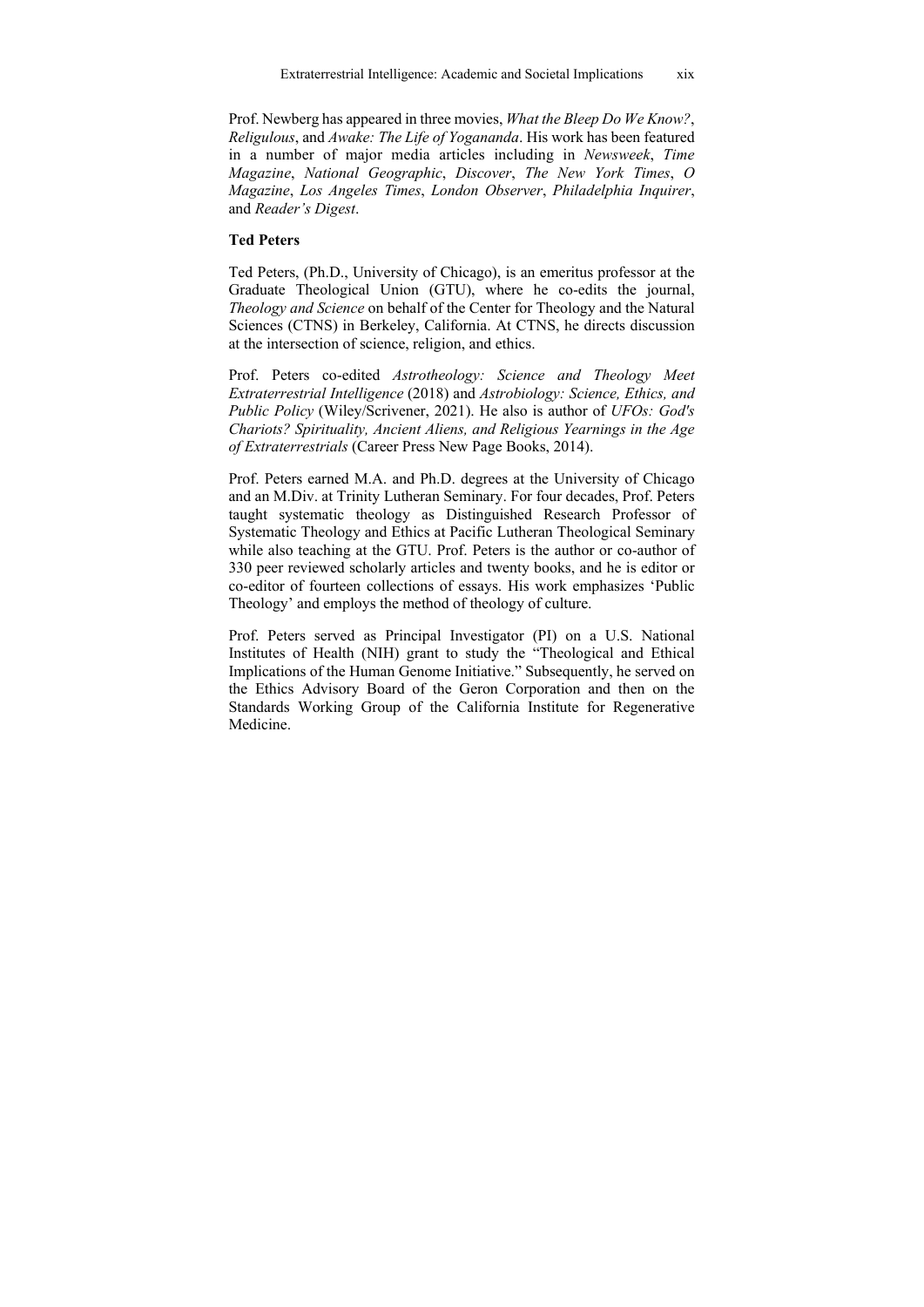Prof. Newberg has appeared in three movies, *What the Bleep Do We Know?*, *Religulous*, and *Awake: The Life of Yogananda*. His work has been featured in a number of major media articles including in *Newsweek*, *Time Magazine*, *National Geographic*, *Discover*, *The New York Times*, *O Magazine*, *Los Angeles Times*, *London Observer*, *Philadelphia Inquirer*, and *Reader's Digest*.

**Ted Peters**

Ted Peters, (Ph.D., University of Chicago), is an emeritus professor at the Graduate Theological Union (GTU), where he co-edits the journal, *Theology and Science* on behalf of the Center for Theology and the Natural Sciences (CTNS) in Berkeley, California. At CTNS, he directs discussion at the intersection of science, religion, and ethics.

Prof. Peters co-edited *Astrotheology: Science and Theology Meet Extraterrestrial Intelligence* (2018) and *Astrobiology: Science, Ethics, and Public Policy* (Wiley/Scrivener, 2021). He also is author of *UFOs: God's Chariots? Spirituality, Ancient Aliens, and Religious Yearnings in the Age of Extraterrestrials* (Career Press New Page Books, 2014).

Prof. Peters earned M.A. and Ph.D. degrees at the University of Chicago and an M.Div. at Trinity Lutheran Seminary. For four decades, Prof. Peters taught systematic theology as Distinguished Research Professor of Systematic Theology and Ethics at Pacific Lutheran Theological Seminary while also teaching at the GTU. Prof. Peters is the author or co-author of 330 peer reviewed scholarly articles and twenty books, and he is editor or co-editor of fourteen collections of essays. His work emphasizes 'Public Theology' and employs the method of theology of culture.

Prof. Peters served as Principal Investigator (PI) on a U.S. National Institutes of Health (NIH) grant to study the "Theological and Ethical Implications of the Human Genome Initiative." Subsequently, he served on the Ethics Advisory Board of the Geron Corporation and then on the Standards Working Group of the California Institute for Regenerative Medicine.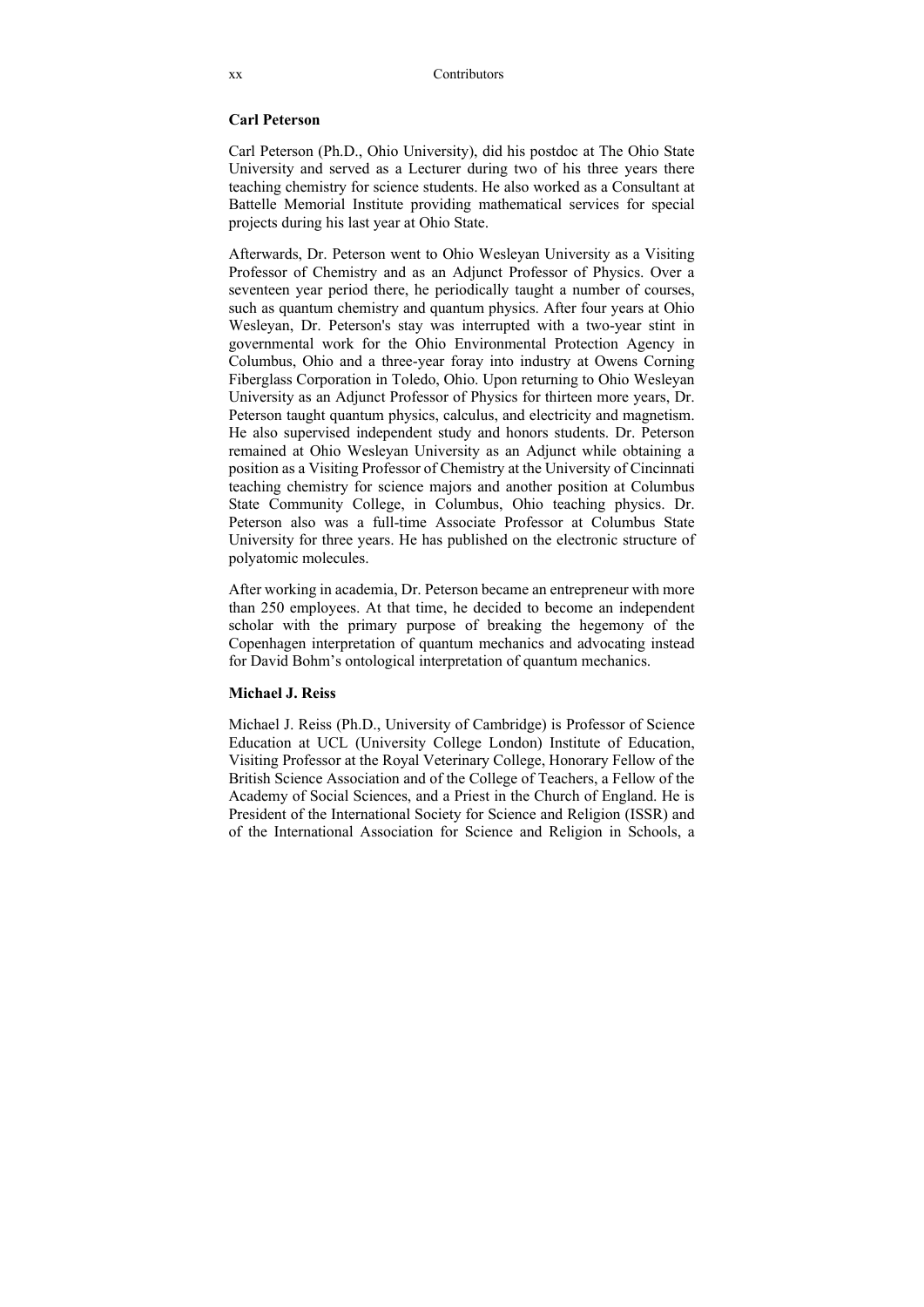**Carl Peterson**

Carl Peterson (Ph.D., Ohio University), did his postdoc at The Ohio State University and served as a Lecturer during two of his three years there teaching chemistry for science students. He also worked as a Consultant at Battelle Memorial Institute providing mathematical services for special projects during his last year at Ohio State.

Afterwards, Dr. Peterson went to Ohio Wesleyan University as a Visiting Professor of Chemistry and as an Adjunct Professor of Physics. Over a seventeen year period there, he periodically taught a number of courses, such as quantum chemistry and quantum physics. After four years at Ohio Wesleyan, Dr. Peterson's stay was interrupted with a two-year stint in governmental work for the Ohio Environmental Protection Agency in Columbus, Ohio and a three-year foray into industry at Owens Corning Fiberglass Corporation in Toledo, Ohio. Upon returning to Ohio Wesleyan University as an Adjunct Professor of Physics for thirteen more years, Dr. Peterson taught quantum physics, calculus, and electricity and magnetism. He also supervised independent study and honors students. Dr. Peterson remained at Ohio Wesleyan University as an Adjunct while obtaining a position as a Visiting Professor of Chemistry at the University of Cincinnati teaching chemistry for science majors and another position at Columbus State Community College, in Columbus, Ohio teaching physics. Dr. Peterson also was a full-time Associate Professor at Columbus State University for three years. He has published on the electronic structure of polyatomic molecules.

After working in academia, Dr. Peterson became an entrepreneur with more than 250 employees. At that time, he decided to become an independent scholar with the primary purpose of breaking the hegemony of the Copenhagen interpretation of quantum mechanics and advocating instead for David Bohm's ontological interpretation of quantum mechanics.

**Michael J. Reiss**

Michael J. Reiss (Ph.D., University of Cambridge) is Professor of Science Education at UCL (University College London) Institute of Education, Visiting Professor at the Royal Veterinary College, Honorary Fellow of the British Science Association and of the College of Teachers, a Fellow of the Academy of Social Sciences, and a Priest in the Church of England. He is President of the International Society for Science and Religion (ISSR) and of the International Association for Science and Religion in Schools, a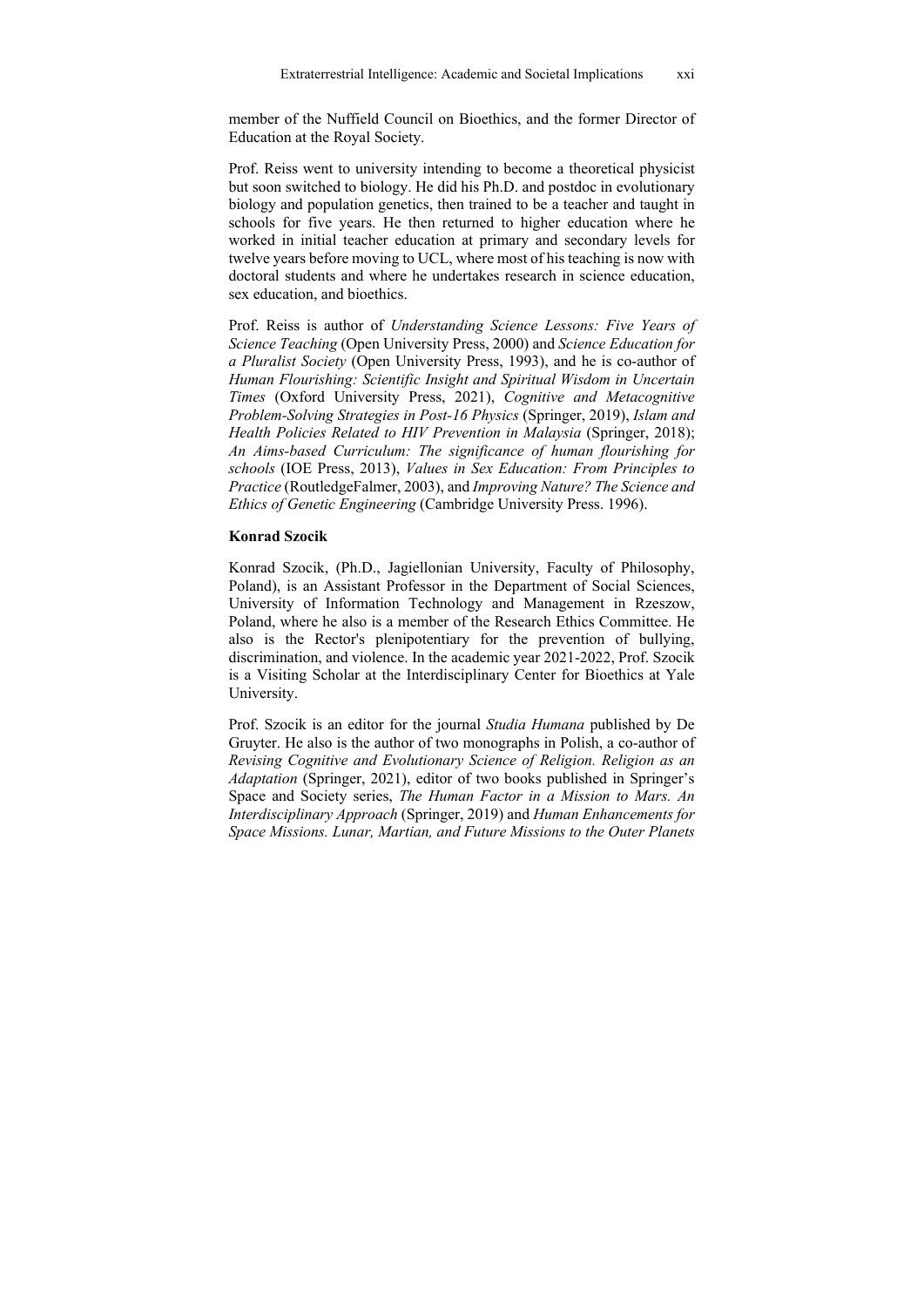member of the Nuffield Council on Bioethics, and the former Director of Education at the Royal Society.

Prof. Reiss went to university intending to become a theoretical physicist but soon switched to biology. He did his Ph.D. and postdoc in evolutionary biology and population genetics, then trained to be a teacher and taught in schools for five years. He then returned to higher education where he worked in initial teacher education at primary and secondary levels for twelve years before moving to UCL, where most of his teaching is now with doctoral students and where he undertakes research in science education, sex education, and bioethics.

Prof. Reiss is author of *Understanding Science Lessons: Five Years of Science Teaching* (Open University Press, 2000) and *Science Education for a Pluralist Society* (Open University Press, 1993), and he is co-author of *Human Flourishing: Scientific Insight and Spiritual Wisdom in Uncertain Times* (Oxford University Press, 2021), *Cognitive and Metacognitive Problem-Solving Strategies in Post-16 Physics* (Springer, 2019), *Islam and Health Policies Related to HIV Prevention in Malaysia* (Springer, 2018); *An Aims-based Curriculum: The significance of human flourishing for schools* (IOE Press, 2013), *Values in Sex Education: From Principles to Practice* (RoutledgeFalmer, 2003), and *Improving Nature? The Science and Ethics of Genetic Engineering* (Cambridge University Press. 1996).

**Konrad Szocik**

Konrad Szocik, (Ph.D., Jagiellonian University, Faculty of Philosophy, Poland), is an Assistant Professor in the Department of Social Sciences, University of Information Technology and Management in Rzeszow, Poland, where he also is a member of the Research Ethics Committee. He also is the Rector's plenipotentiary for the prevention of bullying, discrimination, and violence. In the academic year 2021-2022, Prof. Szocik is a Visiting Scholar at the Interdisciplinary Center for Bioethics at Yale University.

Prof. Szocik is an editor for the journal *Studia Humana* published by De Gruyter. He also is the author of two monographs in Polish, a co-author of *Revising Cognitive and Evolutionary Science of Religion. Religion as an Adaptation* (Springer, 2021), editor of two books published in Springer's Space and Society series, *The Human Factor in a Mission to Mars. An Interdisciplinary Approach* (Springer, 2019) and *Human Enhancements for Space Missions. Lunar, Martian, and Future Missions to the Outer Planets*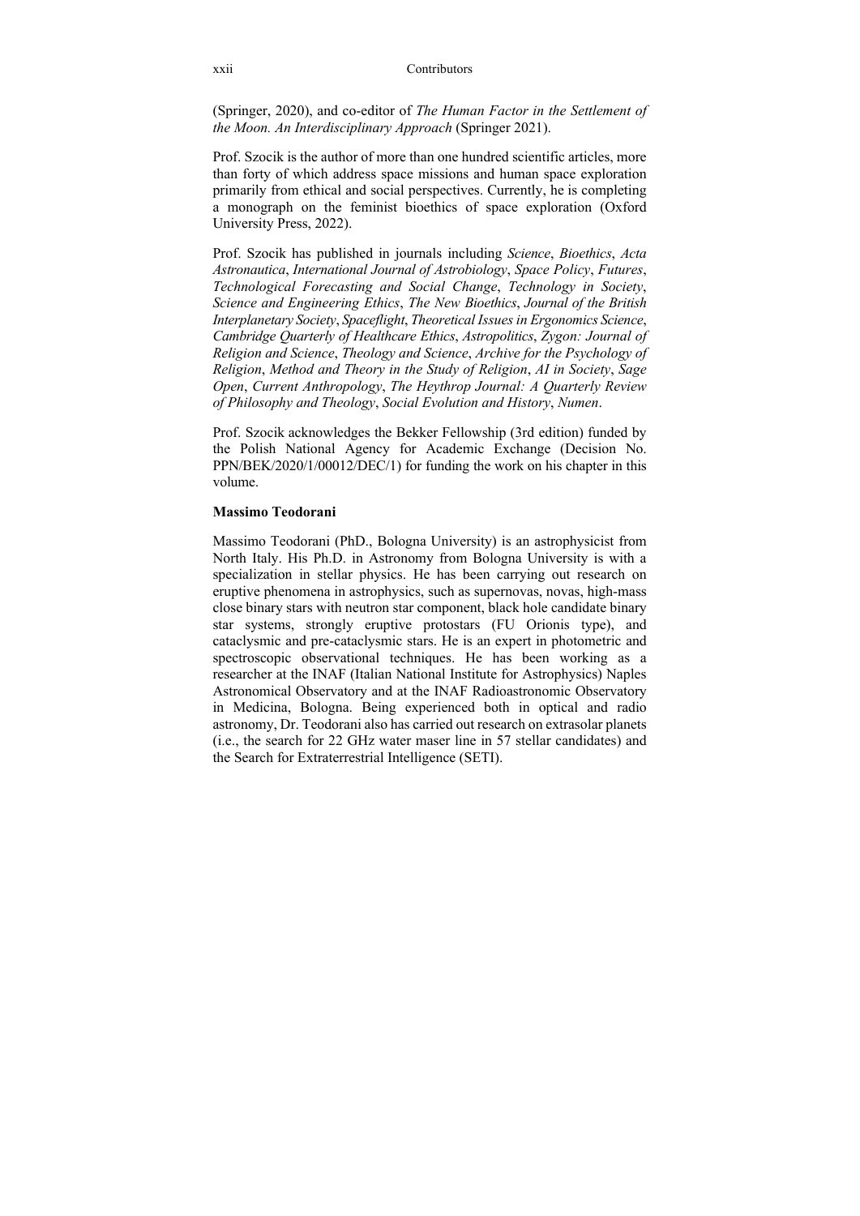(Springer, 2020), and co-editor of *The Human Factor in the Settlement of the Moon. An Interdisciplinary Approach* (Springer 2021).

Prof. Szocik is the author of more than one hundred scientific articles, more than forty of which address space missions and human space exploration primarily from ethical and social perspectives. Currently, he is completing a monograph on the feminist bioethics of space exploration (Oxford University Press, 2022).

Prof. Szocik has published in journals including *Science*, *Bioethics*, *Acta Astronautica*, *International Journal of Astrobiology*, *Space Policy*, *Futures*, *Technological Forecasting and Social Change*, *Technology in Society*, *Science and Engineering Ethics*, *The New Bioethics*, *Journal of the British Interplanetary Society*, *Spaceflight*, *Theoretical Issues in Ergonomics Science*, *Cambridge Quarterly of Healthcare Ethics*, *Astropolitics*, *Zygon: Journal of Religion and Science*, *Theology and Science*, *Archive for the Psychology of Religion*, *Method and Theory in the Study of Religion*, *AI in Society*, *Sage Open*, *Current Anthropology*, *The Heythrop Journal: A Quarterly Review of Philosophy and Theology*, *Social Evolution and History*, *Numen*.

Prof. Szocik acknowledges the Bekker Fellowship (3rd edition) funded by the Polish National Agency for Academic Exchange (Decision No. PPN/BEK/2020/1/00012/DEC/1) for funding the work on his chapter in this volume.

**Massimo Teodorani**

Massimo Teodorani (PhD., Bologna University) is an astrophysicist from North Italy. His Ph.D. in Astronomy from Bologna University is with a specialization in stellar physics. He has been carrying out research on eruptive phenomena in astrophysics, such as supernovas, novas, high-mass close binary stars with neutron star component, black hole candidate binary star systems, strongly eruptive protostars (FU Orionis type), and cataclysmic and pre-cataclysmic stars. He is an expert in photometric and spectroscopic observational techniques. He has been working as a researcher at the INAF (Italian National Institute for Astrophysics) Naples Astronomical Observatory and at the INAF Radioastronomic Observatory in Medicina, Bologna. Being experienced both in optical and radio astronomy, Dr. Teodorani also has carried out research on extrasolar planets (i.e., the search for 22 GHz water maser line in 57 stellar candidates) and the Search for Extraterrestrial Intelligence (SETI).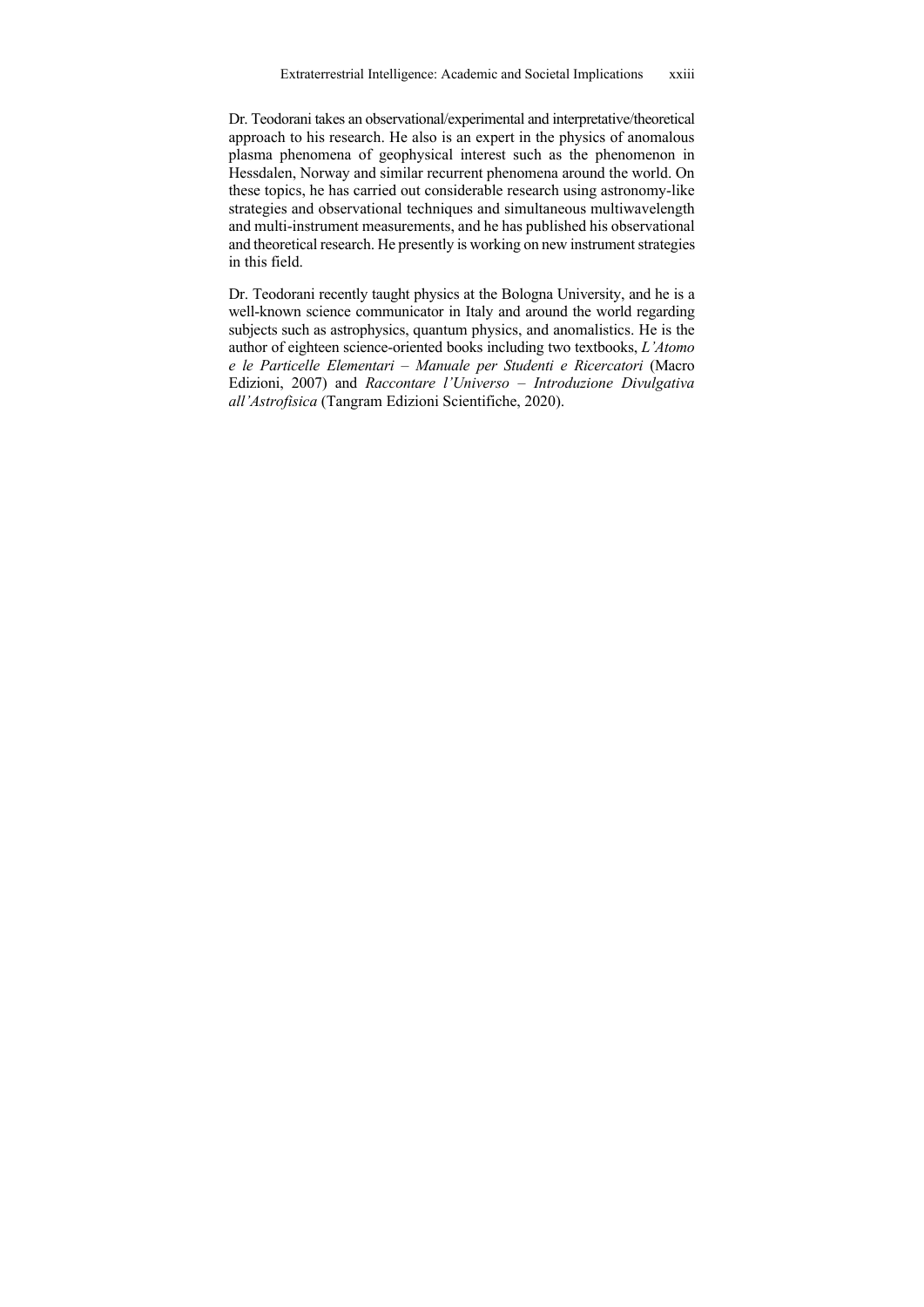Dr. Teodorani takes an observational/experimental and interpretative/theoretical approach to his research. He also is an expert in the physics of anomalous plasma phenomena of geophysical interest such as the phenomenon in Hessdalen, Norway and similar recurrent phenomena around the world. On these topics, he has carried out considerable research using astronomy-like strategies and observational techniques and simultaneous multiwavelength and multi-instrument measurements, and he has published his observational and theoretical research. He presently is working on new instrument strategies in this field.

Dr. Teodorani recently taught physics at the Bologna University, and he is a well-known science communicator in Italy and around the world regarding subjects such as astrophysics, quantum physics, and anomalistics. He is the author of eighteen science-oriented books including two textbooks, *L'Atomo e le Particelle Elementari – Manuale per Studenti e Ricercatori* (Macro Edizioni, 2007) and *Raccontare l'Universo – Introduzione Divulgativa all'Astrofisica* (Tangram Edizioni Scientifiche, 2020).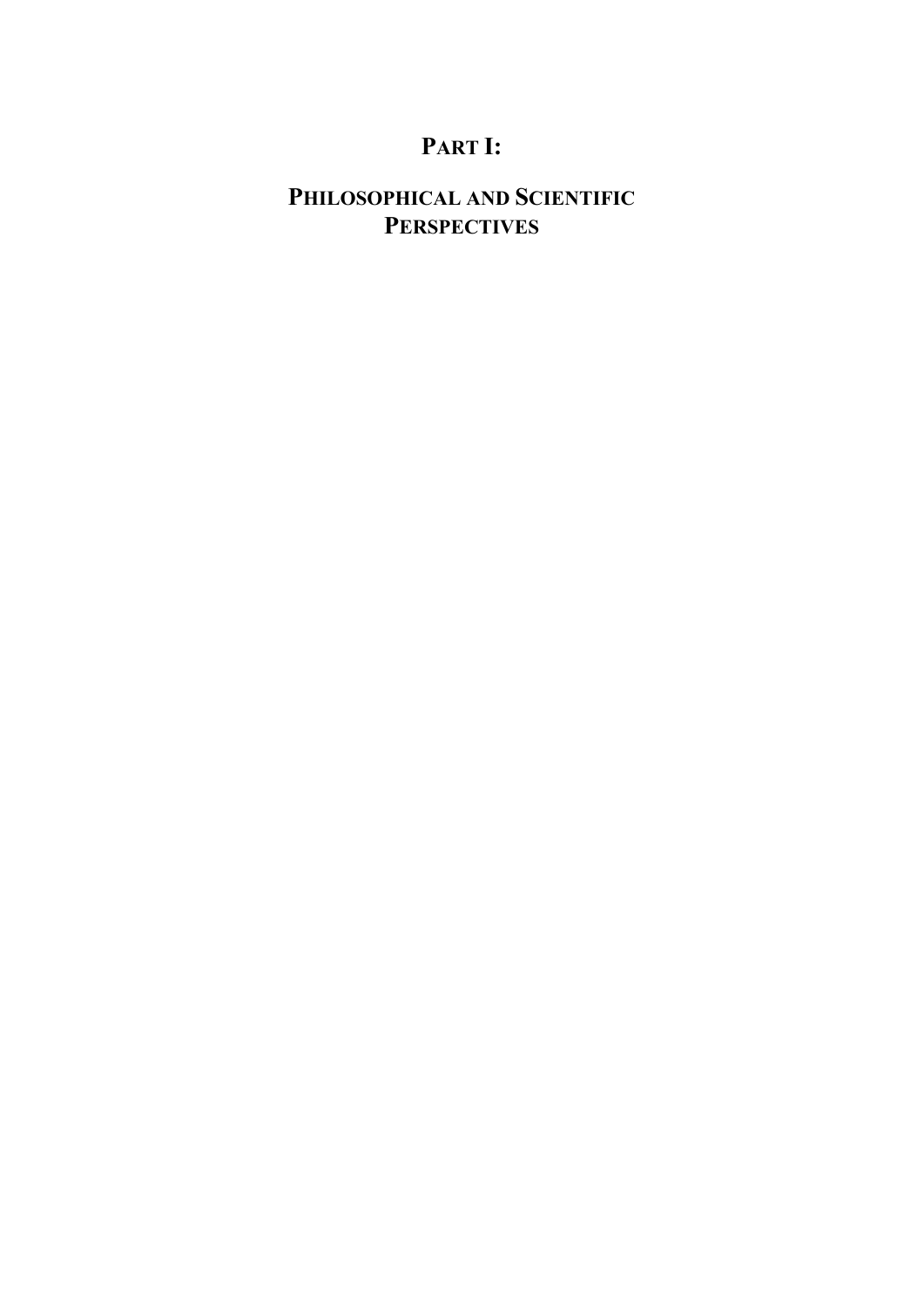# PART I:

# PHILOSOPHICAL AND SCIENTIFIC PERSPECTIVES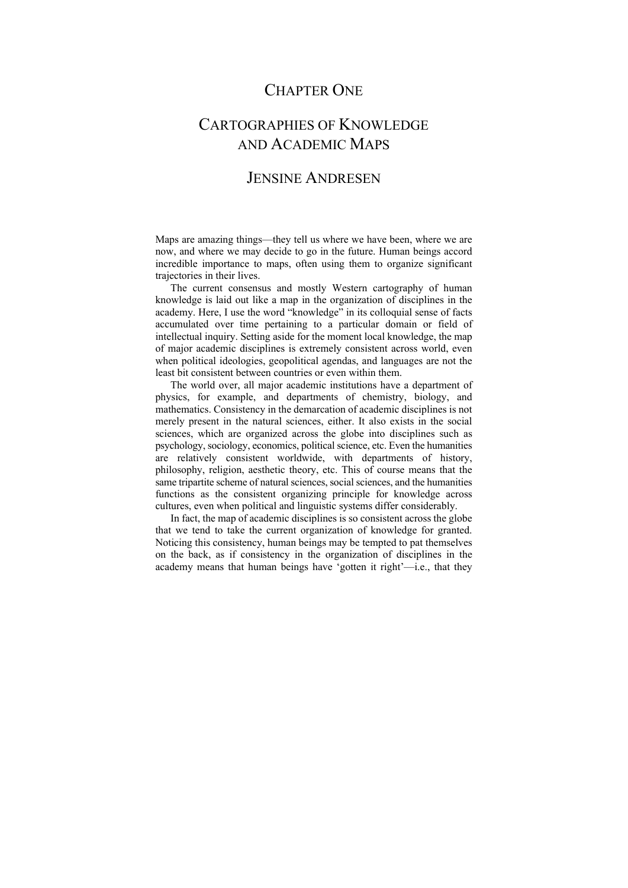# Chapter One

# Cartographies of Knowledge and Academic Maps

## Jensine Andresen

Maps are amazing things—they tell us where we have been, where we are now, and where we may decide to go in the future. Human beings accord incredible importance to maps, often using them to organize significant trajectories in their lives.

The current consensus and mostly Western cartography of human knowledge is laid out like a map in the organization of disciplines in the academy. Here, I use the word "knowledge" in its colloquial sense of facts accumulated over time pertaining to a particular domain or field of intellectual inquiry. Setting aside for the moment local knowledge, the map of major academic disciplines is extremely consistent across world, even when political ideologies, geopolitical agendas, and languages are not the least bit consistent between countries or even within them.

The world over, all major academic institutions have a department of physics, for example, and departments of chemistry, biology, and mathematics. Consistency in the demarcation of academic disciplines is not merely present in the natural sciences, either. It also exists in the social sciences, which are organized across the globe into disciplines such as psychology, sociology, economics, political science, etc. Even the humanities are relatively consistent worldwide, with departments of history, philosophy, religion, aesthetic theory, etc. This of course means that the same tripartite scheme of natural sciences, social sciences, and the humanities functions as the consistent organizing principle for knowledge across cultures, even when political and linguistic systems differ considerably.

In fact, the map of academic disciplines is so consistent across the globe that we tend to take the current organization of knowledge for granted. Noticing this consistency, human beings may be tempted to pat themselves on the back, as if consistency in the organization of disciplines in the academy means that human beings have 'gotten it right'—i.e., that they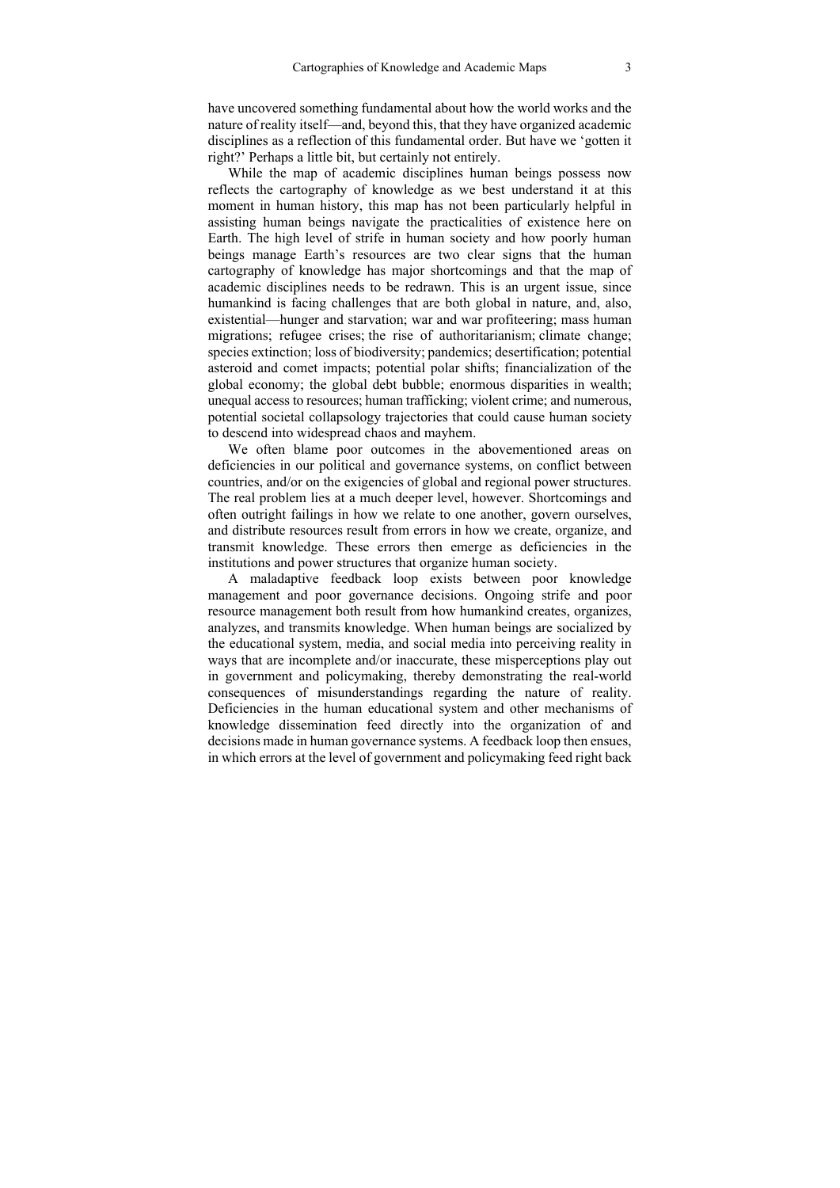have uncovered something fundamental about how the world works and the nature of reality itself—and, beyond this, that they have organized academic disciplines as a reflection of this fundamental order. But have we 'gotten it right?' Perhaps a little bit, but certainly not entirely.

While the map of academic disciplines human beings possess now reflects the cartography of knowledge as we best understand it at this moment in human history, this map has not been particularly helpful in assisting human beings navigate the practicalities of existence here on Earth. The high level of strife in human society and how poorly human beings manage Earth's resources are two clear signs that the human cartography of knowledge has major shortcomings and that the map of academic disciplines needs to be redrawn. This is an urgent issue, since humankind is facing challenges that are both global in nature, and, also, existential—hunger and starvation; war and war profiteering; mass human migrations; refugee crises; the rise of authoritarianism; climate change; species extinction; loss of biodiversity; pandemics; desertification; potential asteroid and comet impacts; potential polar shifts; financialization of the global economy; the global debt bubble; enormous disparities in wealth; unequal access to resources; human trafficking; violent crime; and numerous, potential societal collapsology trajectories that could cause human society to descend into widespread chaos and mayhem.

We often blame poor outcomes in the abovementioned areas on deficiencies in our political and governance systems, on conflict between countries, and/or on the exigencies of global and regional power structures. The real problem lies at a much deeper level, however. Shortcomings and often outright failings in how we relate to one another, govern ourselves, and distribute resources result from errors in how we create, organize, and transmit knowledge. These errors then emerge as deficiencies in the institutions and power structures that organize human society.

A maladaptive feedback loop exists between poor knowledge management and poor governance decisions. Ongoing strife and poor resource management both result from how humankind creates, organizes, analyzes, and transmits knowledge. When human beings are socialized by the educational system, media, and social media into perceiving reality in ways that are incomplete and/or inaccurate, these misperceptions play out in government and policymaking, thereby demonstrating the real-world consequences of misunderstandings regarding the nature of reality. Deficiencies in the human educational system and other mechanisms of knowledge dissemination feed directly into the organization of and decisions made in human governance systems. A feedback loop then ensues, in which errors at the level of government and policymaking feed right back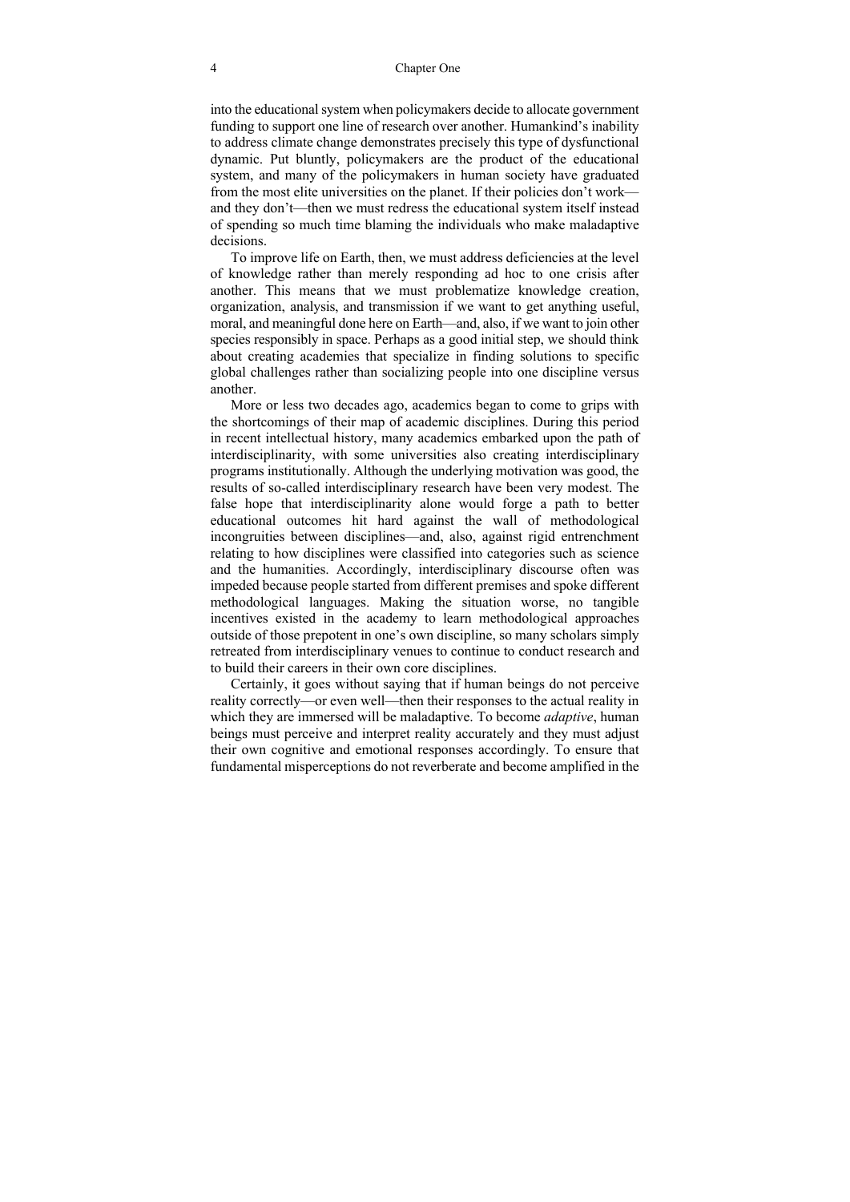into the educational system when policymakers decide to allocate government funding to support one line of research over another. Humankind's inability to address climate change demonstrates precisely this type of dysfunctional dynamic. Put bluntly, policymakers are the product of the educational system, and many of the policymakers in human society have graduated from the most elite universities on the planet. If their policies don't work—and they don't—then we must redress the educational system itself instead of spending so much time blaming the individuals who make maladaptive decisions.

To improve life on Earth, then, we must address deficiencies at the level of knowledge rather than merely responding ad hoc to one crisis after another. This means that we must problematize knowledge creation, organization, analysis, and transmission if we want to get anything useful, moral, and meaningful done here on Earth—and, also, if we want to join other species responsibly in space. Perhaps as a good initial step, we should think about creating academies that specialize in finding solutions to specific global challenges rather than socializing people into one discipline versus another.

More or less two decades ago, academics began to come to grips with the shortcomings of their map of academic disciplines. During this period in recent intellectual history, many academics embarked upon the path of interdisciplinarity, with some universities also creating interdisciplinary programs institutionally. Although the underlying motivation was good, the results of so-called interdisciplinary research have been very modest. The false hope that interdisciplinarity alone would forge a path to better educational outcomes hit hard against the wall of methodological incongruities between disciplines—and, also, against rigid entrenchment relating to how disciplines were classified into categories such as science and the humanities. Accordingly, interdisciplinary discourse often was impeded because people started from different premises and spoke different methodological languages. Making the situation worse, no tangible incentives existed in the academy to learn methodological approaches outside of those prepotent in one's own discipline, so many scholars simply retreated from interdisciplinary venues to continue to conduct research and to build their careers in their own core disciplines.

Certainly, it goes without saying that if human beings do not perceive reality correctly—or even well—then their responses to the actual reality in which they are immersed will be maladaptive. To become *adaptive*, human beings must perceive and interpret reality accurately and they must adjust their own cognitive and emotional responses accordingly. To ensure that fundamental misperceptions do not reverberate and become amplified in the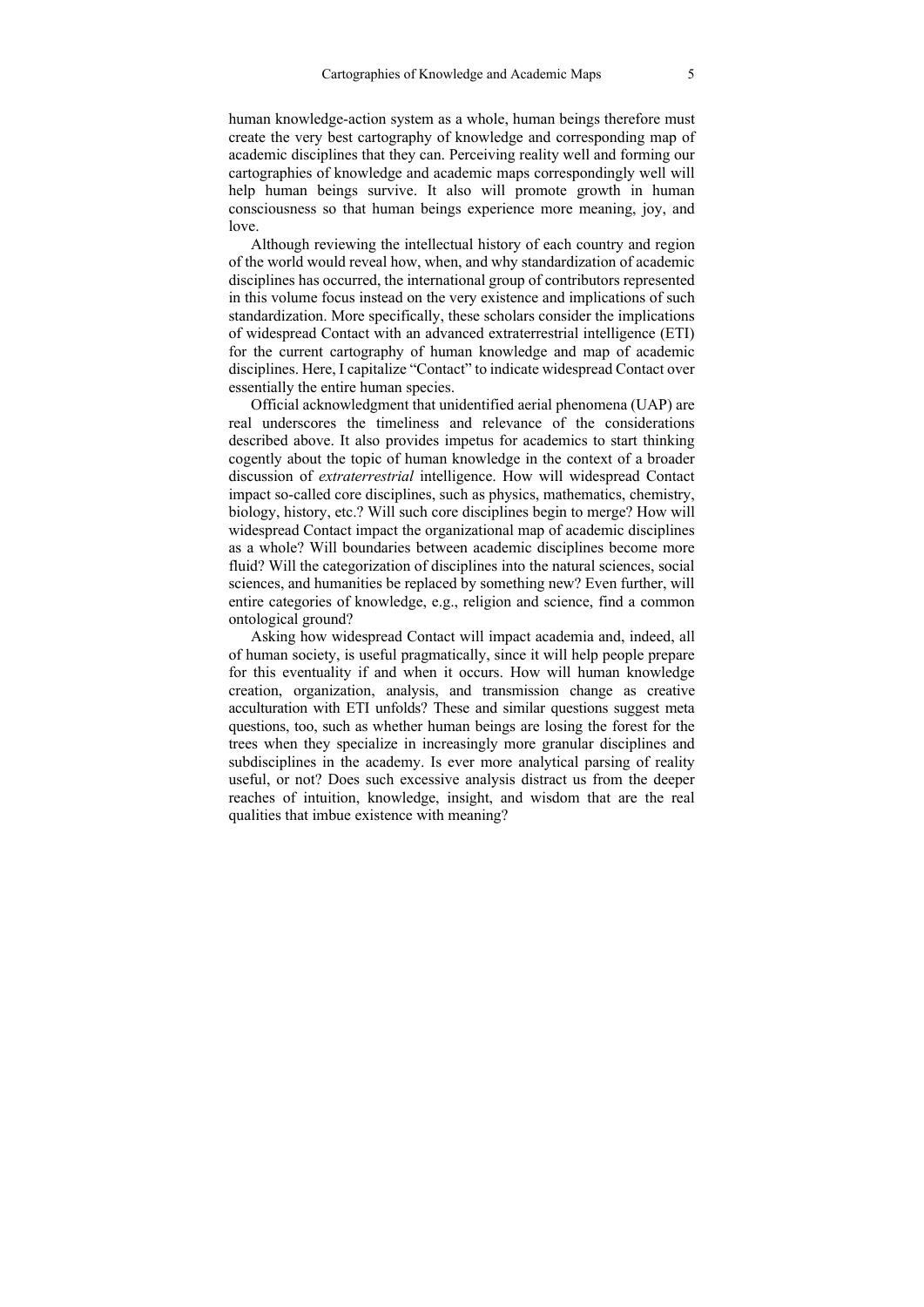human knowledge-action system as a whole, human beings therefore must create the very best cartography of knowledge and corresponding map of academic disciplines that they can. Perceiving reality well and forming our cartographies of knowledge and academic maps correspondingly well will help human beings survive. It also will promote growth in human consciousness so that human beings experience more meaning, joy, and love.

Although reviewing the intellectual history of each country and region of the world would reveal how, when, and why standardization of academic disciplines has occurred, the international group of contributors represented in this volume focus instead on the very existence and implications of such standardization. More specifically, these scholars consider the implications of widespread Contact with an advanced extraterrestrial intelligence (ETI) for the current cartography of human knowledge and map of academic disciplines. Here, I capitalize "Contact" to indicate widespread Contact over essentially the entire human species.

Official acknowledgment that unidentified aerial phenomena (UAP) are real underscores the timeliness and relevance of the considerations described above. It also provides impetus for academics to start thinking cogently about the topic of human knowledge in the context of a broader discussion of *extraterrestrial* intelligence. How will widespread Contact impact so-called core disciplines, such as physics, mathematics, chemistry, biology, history, etc.? Will such core disciplines begin to merge? How will widespread Contact impact the organizational map of academic disciplines as a whole? Will boundaries between academic disciplines become more fluid? Will the categorization of disciplines into the natural sciences, social sciences, and humanities be replaced by something new? Even further, will entire categories of knowledge, e.g., religion and science, find a common ontological ground?

Asking how widespread Contact will impact academia and, indeed, all of human society, is useful pragmatically, since it will help people prepare for this eventuality if and when it occurs. How will human knowledge creation, organization, analysis, and transmission change as creative acculturation with ETI unfolds? These and similar questions suggest meta questions, too, such as whether human beings are losing the forest for the trees when they specialize in increasingly more granular disciplines and subdisciplines in the academy. Is ever more analytical parsing of reality useful, or not? Does such excessive analysis distract us from the deeper reaches of intuition, knowledge, insight, and wisdom that are the real qualities that imbue existence with meaning?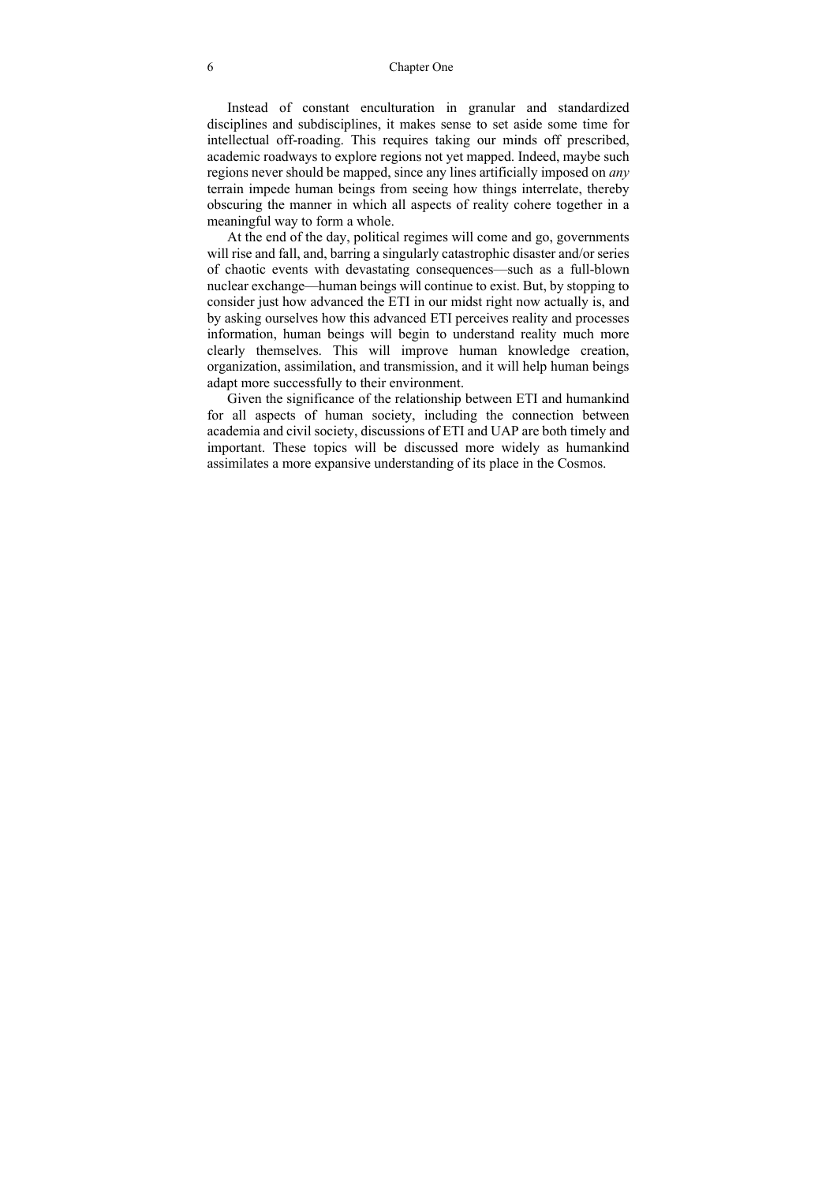Instead of constant enculturation in granular and standardized disciplines and subdisciplines, it makes sense to set aside some time for intellectual off-roading. This requires taking our minds off prescribed, academic roadways to explore regions not yet mapped. Indeed, maybe such regions never should be mapped, since any lines artificially imposed on *any* terrain impede human beings from seeing how things interrelate, thereby obscuring the manner in which all aspects of reality cohere together in a meaningful way to form a whole.

At the end of the day, political regimes will come and go, governments will rise and fall, and, barring a singularly catastrophic disaster and/or series of chaotic events with devastating consequences—such as a full-blown nuclear exchange—human beings will continue to exist. But, by stopping to consider just how advanced the ETI in our midst right now actually is, and by asking ourselves how this advanced ETI perceives reality and processes information, human beings will begin to understand reality much more clearly themselves. This will improve human knowledge creation, organization, assimilation, and transmission, and it will help human beings adapt more successfully to their environment.

Given the significance of the relationship between ETI and humankind for all aspects of human society, including the connection between academia and civil society, discussions of ETI and UAP are both timely and important. These topics will be discussed more widely as humankind assimilates a more expansive understanding of its place in the Cosmos.